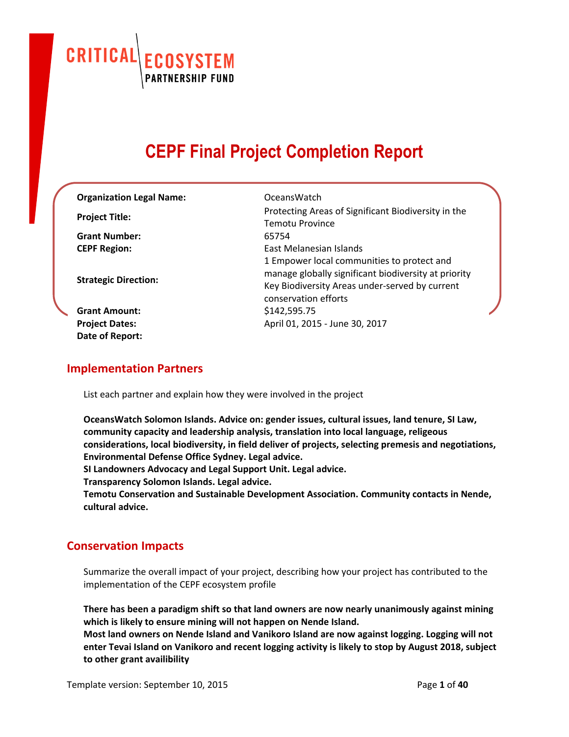CRITICAL ECOSYSTEM PARTNERSHIP FUND

# CEPF Final Project Completion Report

| | |
|---|---|
| **Organization Legal Name:** | OceansWatch |
| **Project Title:** | Protecting Areas of Significant Biodiversity in the Temotu Province |
| **Grant Number:** | 65754 |
| **CEPF Region:** | East Melanesian Islands |
| **Strategic Direction:** | 1 Empower local communities to protect and manage globally significant biodiversity at priority Key Biodiversity Areas under-served by current conservation efforts |
| **Grant Amount:** | $142,595.75 |
| **Project Dates:** | April 01, 2015 - June 30, 2017 |
| **Date of Report:** | |

## Implementation Partners

List each partner and explain how they were involved in the project

**OceansWatch Solomon Islands. Advice on: gender issues, cultural issues, land tenure, SI Law, community capacity and leadership analysis, translation into local language, religeous considerations, local biodiversity, in field deliver of projects, selecting premesis and negotiations, Environmental Defense Office Sydney. Legal advice.**
**SI Landowners Advocacy and Legal Support Unit. Legal advice.**
**Transparency Solomon Islands. Legal advice.**
**Temotu Conservation and Sustainable Development Association. Community contacts in Nende, cultural advice.**

## Conservation Impacts

Summarize the overall impact of your project, describing how your project has contributed to the implementation of the CEPF ecosystem profile

**There has been a paradigm shift so that land owners are now nearly unanimously against mining which is likely to ensure mining will not happen on Nende Island.**
**Most land owners on Nende Island and Vanikoro Island are now against logging. Logging will not enter Tevai Island on Vanikoro and recent logging activity is likely to stop by August 2018, subject to other grant availibility**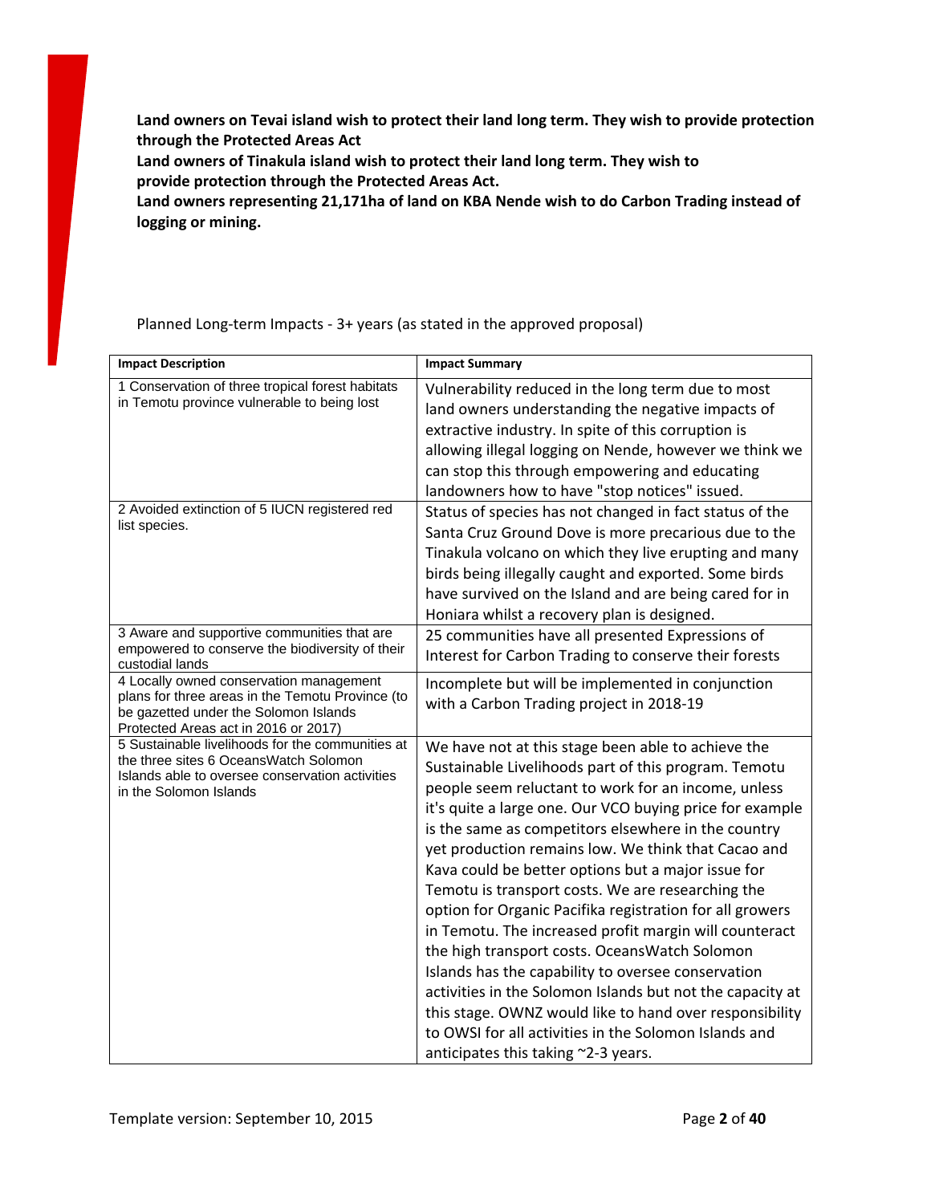**Land owners on Tevai island wish to protect their land long term. They wish to provide protection through the Protected Areas Act**

**Land owners of Tinakula island wish to protect their land long term. They wish to provide protection through the Protected Areas Act.**

**Land owners representing 21,171ha of land on KBA Nende wish to do Carbon Trading instead of logging or mining.**

Planned Long-term Impacts - 3+ years (as stated in the approved proposal)

| **Impact Description** | **Impact Summary** |
| --- | --- |
| 1 Conservation of three tropical forest habitats in Temotu province vulnerable to being lost | Vulnerability reduced in the long term due to most land owners understanding the negative impacts of extractive industry. In spite of this corruption is allowing illegal logging on Nende, however we think we can stop this through empowering and educating landowners how to have "stop notices" issued. |
| 2 Avoided extinction of 5 IUCN registered red list species. | Status of species has not changed in fact status of the Santa Cruz Ground Dove is more precarious due to the Tinakula volcano on which they live erupting and many birds being illegally caught and exported. Some birds have survived on the Island and are being cared for in Honiara whilst a recovery plan is designed. |
| 3 Aware and supportive communities that are empowered to conserve the biodiversity of their custodial lands | 25 communities have all presented Expressions of Interest for Carbon Trading to conserve their forests |
| 4 Locally owned conservation management plans for three areas in the Temotu Province (to be gazetted under the Solomon Islands Protected Areas act in 2016 or 2017) | Incomplete but will be implemented in conjunction with a Carbon Trading project in 2018-19 |
| 5 Sustainable livelihoods for the communities at the three sites 6 OceansWatch Solomon Islands able to oversee conservation activities in the Solomon Islands | We have not at this stage been able to achieve the Sustainable Livelihoods part of this program. Temotu people seem reluctant to work for an income, unless it's quite a large one. Our VCO buying price for example is the same as competitors elsewhere in the country yet production remains low. We think that Cacao and Kava could be better options but a major issue for Temotu is transport costs. We are researching the option for Organic Pacifika registration for all growers in Temotu. The increased profit margin will counteract the high transport costs. OceansWatch Solomon Islands has the capability to oversee conservation activities in the Solomon Islands but not the capacity at this stage. OWNZ would like to hand over responsibility to OWSI for all activities in the Solomon Islands and anticipates this taking ~2-3 years. |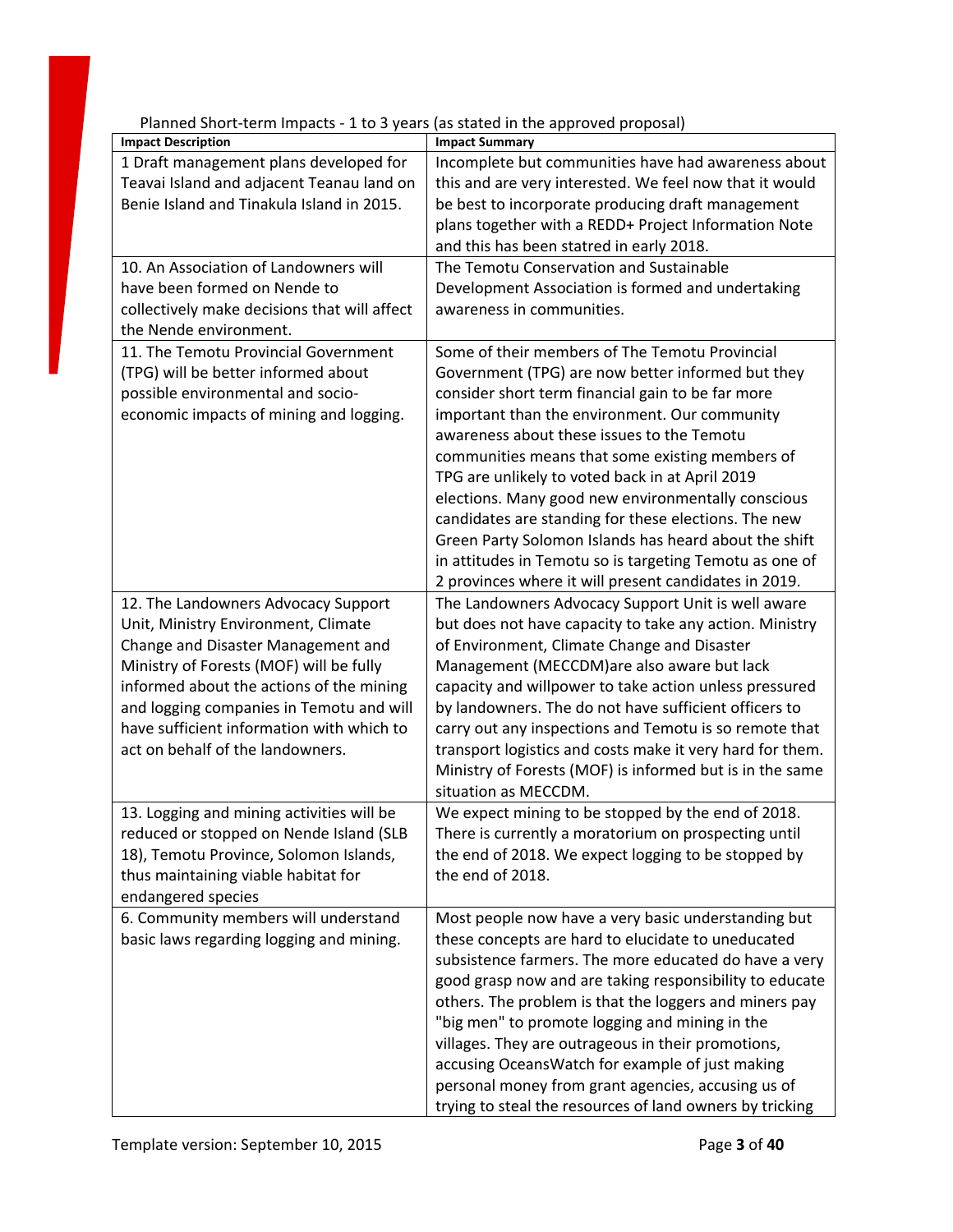Planned Short-term Impacts - 1 to 3 years (as stated in the approved proposal)

| Impact Description | Impact Summary |
|---|---|
| 1 Draft management plans developed for Teavai Island and adjacent Teanau land on Benie Island and Tinakula Island in 2015. | Incomplete but communities have had awareness about this and are very interested. We feel now that it would be best to incorporate producing draft management plans together with a REDD+ Project Information Note and this has been statred in early 2018. |
| 10. An Association of Landowners will have been formed on Nende to collectively make decisions that will affect the Nende environment. | The Temotu Conservation and Sustainable Development Association is formed and undertaking awareness in communities. |
| 11. The Temotu Provincial Government (TPG) will be better informed about possible environmental and socio-economic impacts of mining and logging. | Some of their members of The Temotu Provincial Government (TPG) are now better informed but they consider short term financial gain to be far more important than the environment. Our community awareness about these issues to the Temotu communities means that some existing members of TPG are unlikely to voted back in at April 2019 elections. Many good new environmentally conscious candidates are standing for these elections. The new Green Party Solomon Islands has heard about the shift in attitudes in Temotu so is targeting Temotu as one of 2 provinces where it will present candidates in 2019. |
| 12. The Landowners Advocacy Support Unit, Ministry Environment, Climate Change and Disaster Management and Ministry of Forests (MOF) will be fully informed about the actions of the mining and logging companies in Temotu and will have sufficient information with which to act on behalf of the landowners. | The Landowners Advocacy Support Unit is well aware but does not have capacity to take any action. Ministry of Environment, Climate Change and Disaster Management (MECCDM)are also aware but lack capacity and willpower to take action unless pressured by landowners. The do not have sufficient officers to carry out any inspections and Temotu is so remote that transport logistics and costs make it very hard for them. Ministry of Forests (MOF) is informed but is in the same situation as MECCDM. |
| 13. Logging and mining activities will be reduced or stopped on Nende Island (SLB 18), Temotu Province, Solomon Islands, thus maintaining viable habitat for endangered species | We expect mining to be stopped by the end of 2018. There is currently a moratorium on prospecting until the end of 2018. We expect logging to be stopped by the end of 2018. |
| 6. Community members will understand basic laws regarding logging and mining. | Most people now have a very basic understanding but these concepts are hard to elucidate to uneducated subsistence farmers. The more educated do have a very good grasp now and are taking responsibility to educate others. The problem is that the loggers and miners pay "big men" to promote logging and mining in the villages. They are outrageous in their promotions, accusing OceansWatch for example of just making personal money from grant agencies, accusing us of trying to steal the resources of land owners by tricking |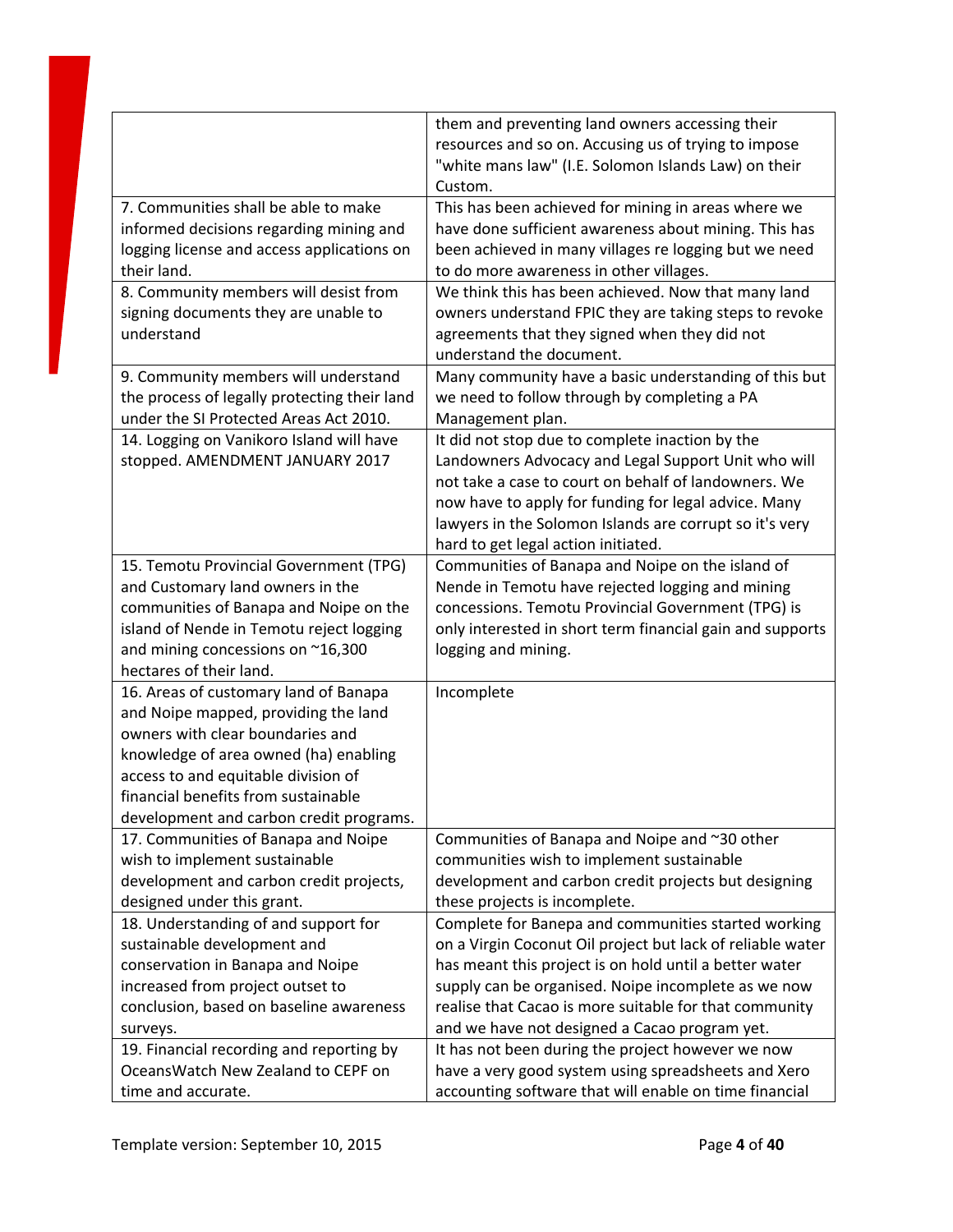| | |
|---|---|
| | them and preventing land owners accessing their resources and so on. Accusing us of trying to impose "white mans law" (I.E. Solomon Islands Law) on their Custom. |
| 7. Communities shall be able to make informed decisions regarding mining and logging license and access applications on their land. | This has been achieved for mining in areas where we have done sufficient awareness about mining. This has been achieved in many villages re logging but we need to do more awareness in other villages. |
| 8. Community members will desist from signing documents they are unable to understand | We think this has been achieved. Now that many land owners understand FPIC they are taking steps to revoke agreements that they signed when they did not understand the document. |
| 9. Community members will understand the process of legally protecting their land under the SI Protected Areas Act 2010. | Many community have a basic understanding of this but we need to follow through by completing a PA Management plan. |
| 14. Logging on Vanikoro Island will have stopped. AMENDMENT JANUARY 2017 | It did not stop due to complete inaction by the Landowners Advocacy and Legal Support Unit who will not take a case to court on behalf of landowners. We now have to apply for funding for legal advice. Many lawyers in the Solomon Islands are corrupt so it's very hard to get legal action initiated. |
| 15. Temotu Provincial Government (TPG) and Customary land owners in the communities of Banapa and Noipe on the island of Nende in Temotu reject logging and mining concessions on ~16,300 hectares of their land. | Communities of Banapa and Noipe on the island of Nende in Temotu have rejected logging and mining concessions. Temotu Provincial Government (TPG) is only interested in short term financial gain and supports logging and mining. |
| 16. Areas of customary land of Banapa and Noipe mapped, providing the land owners with clear boundaries and knowledge of area owned (ha) enabling access to and equitable division of financial benefits from sustainable development and carbon credit programs. | Incomplete |
| 17. Communities of Banapa and Noipe wish to implement sustainable development and carbon credit projects, designed under this grant. | Communities of Banapa and Noipe and ~30 other communities wish to implement sustainable development and carbon credit projects but designing these projects is incomplete. |
| 18. Understanding of and support for sustainable development and conservation in Banapa and Noipe increased from project outset to conclusion, based on baseline awareness surveys. | Complete for Banepa and communities started working on a Virgin Coconut Oil project but lack of reliable water has meant this project is on hold until a better water supply can be organised. Noipe incomplete as we now realise that Cacao is more suitable for that community and we have not designed a Cacao program yet. |
| 19. Financial recording and reporting by OceansWatch New Zealand to CEPF on time and accurate. | It has not been during the project however we now have a very good system using spreadsheets and Xero accounting software that will enable on time financial |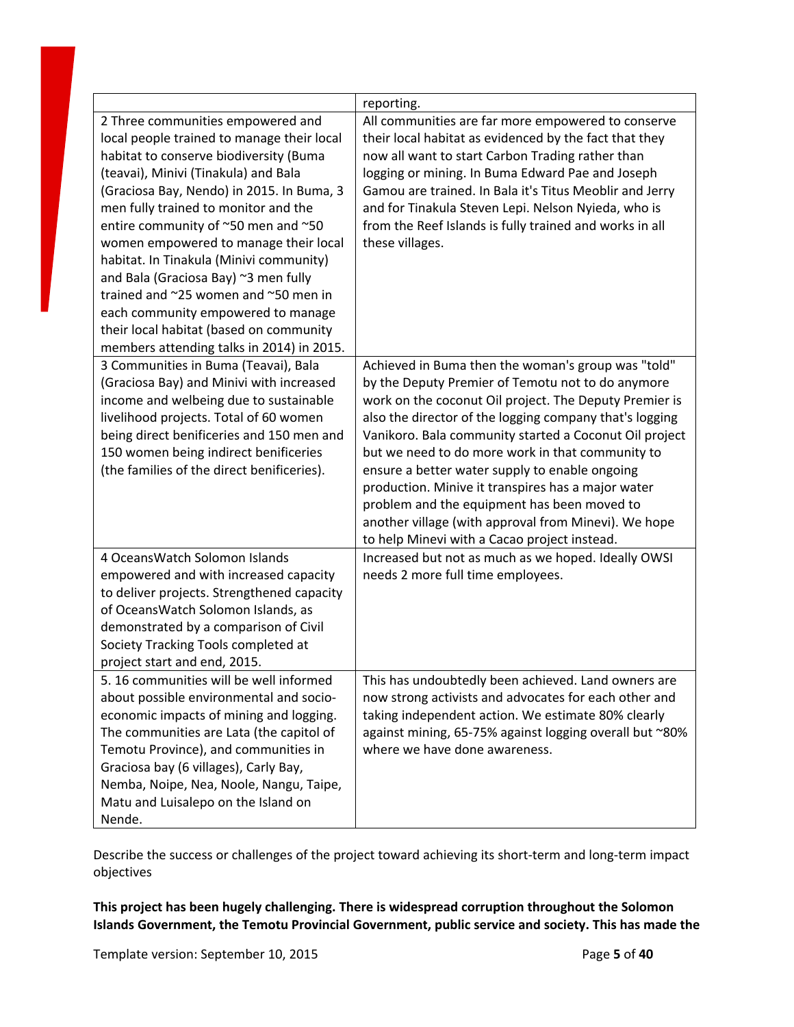| | |
|---|---|
| | reporting. |
| 2 Three communities empowered and local people trained to manage their local habitat to conserve biodiversity (Buma (teavai), Minivi (Tinakula) and Bala (Graciosa Bay, Nendo) in 2015. In Buma, 3 men fully trained to monitor and the entire community of ~50 men and ~50 women empowered to manage their local habitat. In Tinakula (Minivi community) and Bala (Graciosa Bay) ~3 men fully trained and ~25 women and ~50 men in each community empowered to manage their local habitat (based on community members attending talks in 2014) in 2015. | All communities are far more empowered to conserve their local habitat as evidenced by the fact that they now all want to start Carbon Trading rather than logging or mining. In Buma Edward Pae and Joseph Gamou are trained. In Bala it's Titus Meoblir and Jerry and for Tinakula Steven Lepi. Nelson Nyieda, who is from the Reef Islands is fully trained and works in all these villages. |
| 3 Communities in Buma (Teavai), Bala (Graciosa Bay) and Minivi with increased income and welbeing due to sustainable livelihood projects. Total of 60 women being direct benificieries and 150 men and 150 women being indirect benificeries (the families of the direct benificeries). | Achieved in Buma then the woman's group was "told" by the Deputy Premier of Temotu not to do anymore work on the coconut Oil project. The Deputy Premier is also the director of the logging company that's logging Vanikoro. Bala community started a Coconut Oil project but we need to do more work in that community to ensure a better water supply to enable ongoing production. Minive it transpires has a major water problem and the equipment has been moved to another village (with approval from Minevi). We hope to help Minevi with a Cacao project instead. |
| 4 OceansWatch Solomon Islands empowered and with increased capacity to deliver projects. Strengthened capacity of OceansWatch Solomon Islands, as demonstrated by a comparison of Civil Society Tracking Tools completed at project start and end, 2015. | Increased but not as much as we hoped. Ideally OWSI needs 2 more full time employees. |
| 5. 16 communities will be well informed about possible environmental and socio-economic impacts of mining and logging. The communities are Lata (the capitol of Temotu Province), and communities in Graciosa bay (6 villages), Carly Bay, Nemba, Noipe, Nea, Noole, Nangu, Taipe, Matu and Luisalepo on the Island on Nende. | This has undoubtedly been achieved. Land owners are now strong activists and advocates for each other and taking independent action. We estimate 80% clearly against mining, 65-75% against logging overall but ~80% where we have done awareness. |

Describe the success or challenges of the project toward achieving its short-term and long-term impact objectives

**This project has been hugely challenging. There is widespread corruption throughout the Solomon Islands Government, the Temotu Provincial Government, public service and society. This has made the**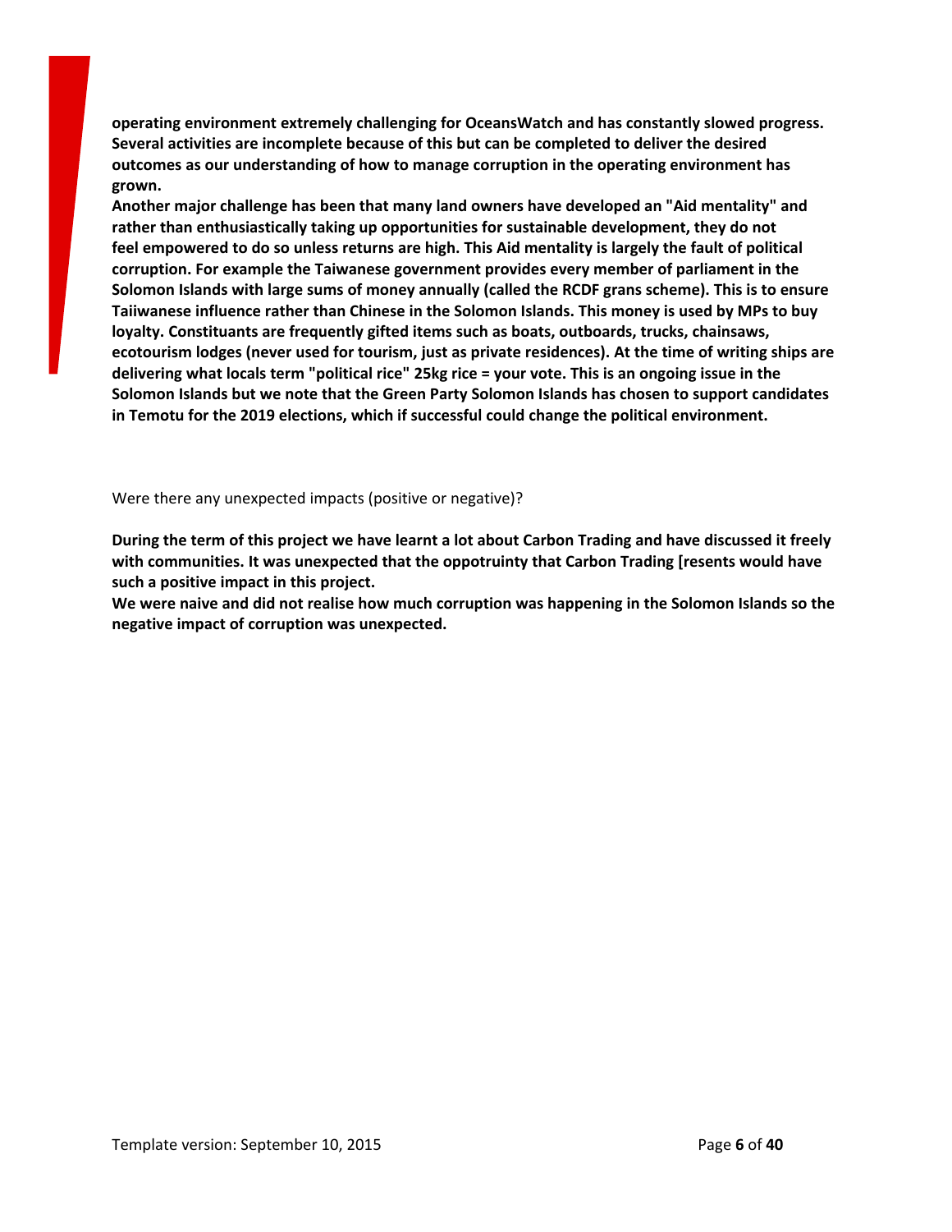**operating environment extremely challenging for OceansWatch and has constantly slowed progress. Several activities are incomplete because of this but can be completed to deliver the desired outcomes as our understanding of how to manage corruption in the operating environment has grown.**
**Another major challenge has been that many land owners have developed an "Aid mentality" and rather than enthusiastically taking up opportunities for sustainable development, they do not feel empowered to do so unless returns are high. This Aid mentality is largely the fault of political corruption. For example the Taiwanese government provides every member of parliament in the Solomon Islands with large sums of money annually (called the RCDF grans scheme). This is to ensure Taiiwanese influence rather than Chinese in the Solomon Islands. This money is used by MPs to buy loyalty. Constituants are frequently gifted items such as boats, outboards, trucks, chainsaws, ecotourism lodges (never used for tourism, just as private residences). At the time of writing ships are delivering what locals term "political rice" 25kg rice = your vote. This is an ongoing issue in the Solomon Islands but we note that the Green Party Solomon Islands has chosen to support candidates in Temotu for the 2019 elections, which if successful could change the political environment.**

Were there any unexpected impacts (positive or negative)?

**During the term of this project we have learnt a lot about Carbon Trading and have discussed it freely with communities. It was unexpected that the oppotruinty that Carbon Trading [resents would have such a positive impact in this project.**
**We were naive and did not realise how much corruption was happening in the Solomon Islands so the negative impact of corruption was unexpected.**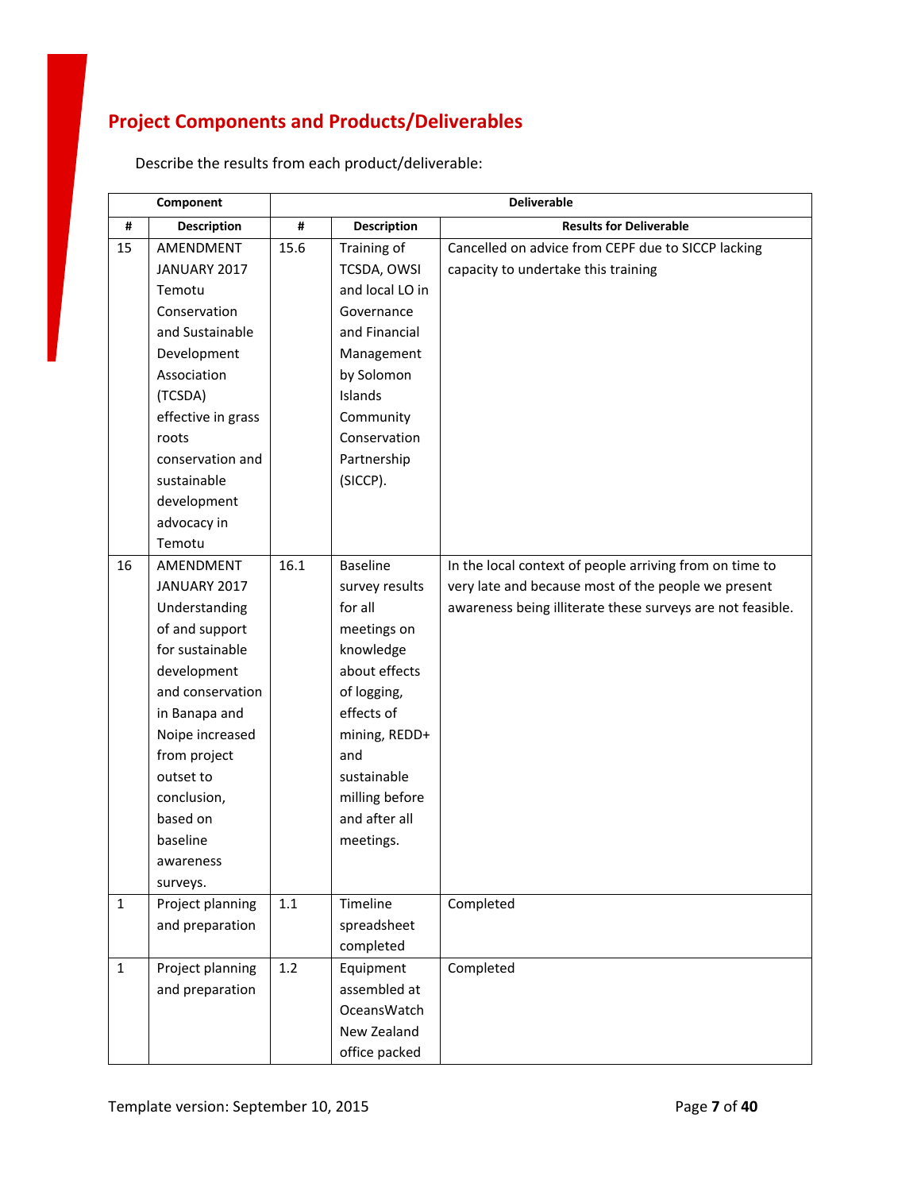## Project Components and Products/Deliverables

Describe the results from each product/deliverable:

| Component | | Deliverable | | |
|---|---|---|---|---|
| # | Description | # | Description | Results for Deliverable |
| 15 | AMENDMENT JANUARY 2017 Temotu Conservation and Sustainable Development Association (TCSDA) effective in grass roots conservation and sustainable development advocacy in Temotu | 15.6 | Training of TCSDA, OWSI and local LO in Governance and Financial Management by Solomon Islands Community Conservation Partnership (SICCP). | Cancelled on advice from CEPF due to SICCP lacking capacity to undertake this training |
| 16 | AMENDMENT JANUARY 2017 Understanding of and support for sustainable development and conservation in Banapa and Noipe increased from project outset to conclusion, based on baseline awareness surveys. | 16.1 | Baseline survey results for all meetings on knowledge about effects of logging, effects of mining, REDD+ and sustainable milling before and after all meetings. | In the local context of people arriving from on time to very late and because most of the people we present awareness being illiterate these surveys are not feasible. |
| 1 | Project planning and preparation | 1.1 | Timeline spreadsheet completed | Completed |
| 1 | Project planning and preparation | 1.2 | Equipment assembled at OceansWatch New Zealand office packed | Completed |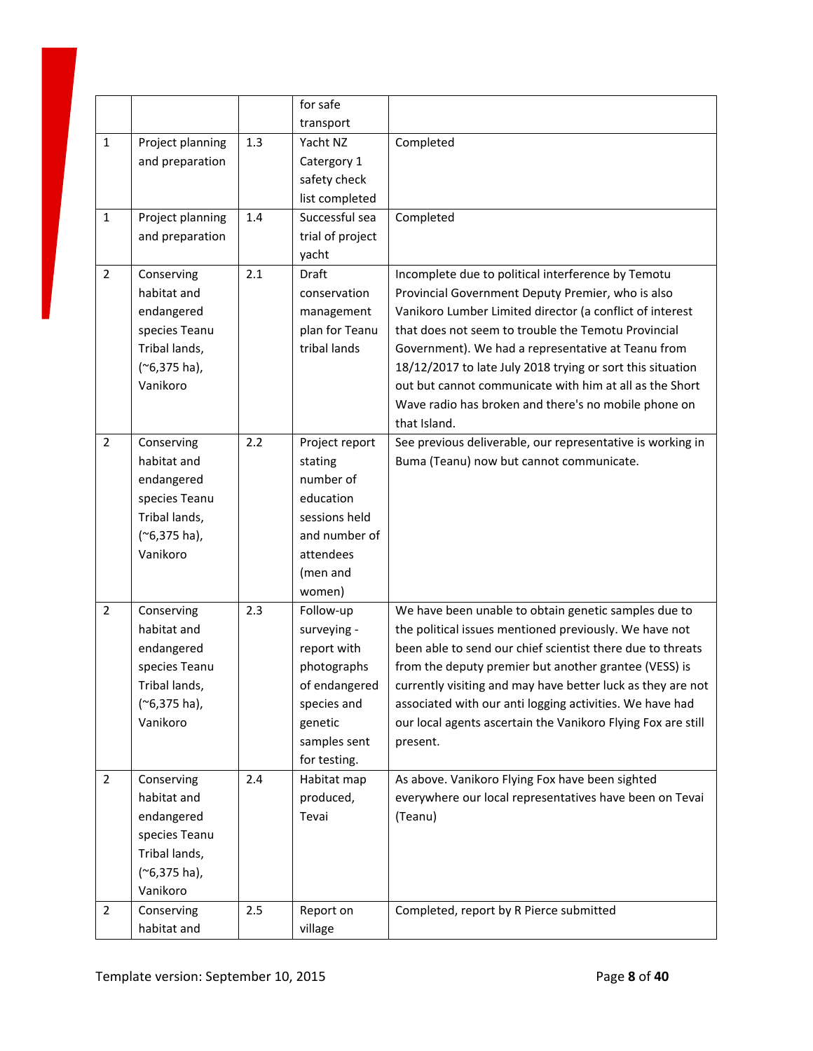| | | | | |
|---|---|---|---|---|
| | | | for safe transport | |
| 1 | Project planning and preparation | 1.3 | Yacht NZ Catergory 1 safety check list completed | Completed |
| 1 | Project planning and preparation | 1.4 | Successful sea trial of project yacht | Completed |
| 2 | Conserving habitat and endangered species Teanu Tribal lands, (~6,375 ha), Vanikoro | 2.1 | Draft conservation management plan for Teanu tribal lands | Incomplete due to political interference by Temotu Provincial Government Deputy Premier, who is also Vanikoro Lumber Limited director (a conflict of interest that does not seem to trouble the Temotu Provincial Government). We had a representative at Teanu from 18/12/2017 to late July 2018 trying or sort this situation out but cannot communicate with him at all as the Short Wave radio has broken and there's no mobile phone on that Island. |
| 2 | Conserving habitat and endangered species Teanu Tribal lands, (~6,375 ha), Vanikoro | 2.2 | Project report stating number of education sessions held and number of attendees (men and women) | See previous deliverable, our representative is working in Buma (Teanu) now but cannot communicate. |
| 2 | Conserving habitat and endangered species Teanu Tribal lands, (~6,375 ha), Vanikoro | 2.3 | Follow-up surveying - report with photographs of endangered species and genetic samples sent for testing. | We have been unable to obtain genetic samples due to the political issues mentioned previously. We have not been able to send our chief scientist there due to threats from the deputy premier but another grantee (VESS) is currently visiting and may have better luck as they are not associated with our anti logging activities. We have had our local agents ascertain the Vanikoro Flying Fox are still present. |
| 2 | Conserving habitat and endangered species Teanu Tribal lands, (~6,375 ha), Vanikoro | 2.4 | Habitat map produced, Tevai | As above. Vanikoro Flying Fox have been sighted everywhere our local representatives have been on Tevai (Teanu) |
| 2 | Conserving habitat and | 2.5 | Report on village | Completed, report by R Pierce submitted |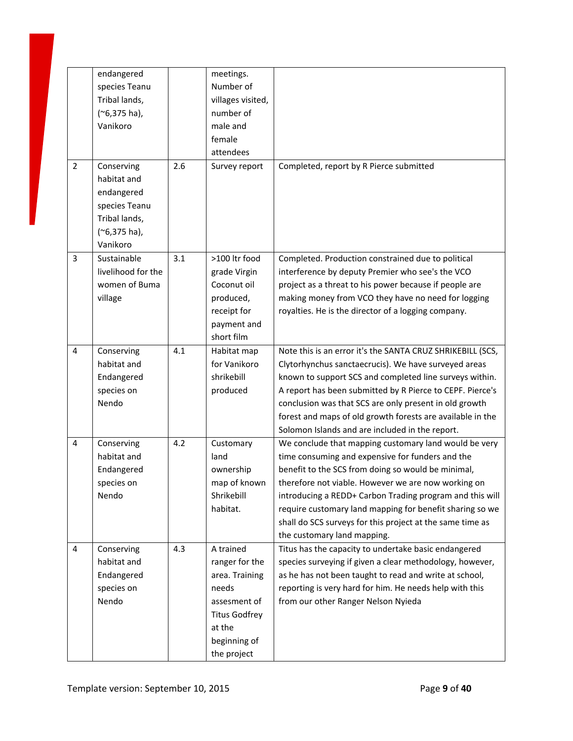| | | | | |
|---|---|---|---|---|
| | endangered species Teanu Tribal lands, (~6,375 ha), Vanikoro | | meetings. Number of villages visited, number of male and female attendees | |
| 2 | Conserving habitat and endangered species Teanu Tribal lands, (~6,375 ha), Vanikoro | 2.6 | Survey report | Completed, report by R Pierce submitted |
| 3 | Sustainable livelihood for the women of Buma village | 3.1 | >100 ltr food grade Virgin Coconut oil produced, receipt for payment and short film | Completed. Production constrained due to political interference by deputy Premier who see's the VCO project as a threat to his power because if people are making money from VCO they have no need for logging royalties. He is the director of a logging company. |
| 4 | Conserving habitat and Endangered species on Nendo | 4.1 | Habitat map for Vanikoro shrikebill produced | Note this is an error it's the SANTA CRUZ SHRIKEBILL (SCS, Clytorhynchus sanctaecrucis). We have surveyed areas known to support SCS and completed line surveys within. A report has been submitted by R Pierce to CEPF. Pierce's conclusion was that SCS are only present in old growth forest and maps of old growth forests are available in the Solomon Islands and are included in the report. |
| 4 | Conserving habitat and Endangered species on Nendo | 4.2 | Customary land ownership map of known Shrikebill habitat. | We conclude that mapping customary land would be very time consuming and expensive for funders and the benefit to the SCS from doing so would be minimal, therefore not viable. However we are now working on introducing a REDD+ Carbon Trading program and this will require customary land mapping for benefit sharing so we shall do SCS surveys for this project at the same time as the customary land mapping. |
| 4 | Conserving habitat and Endangered species on Nendo | 4.3 | A trained ranger for the area. Training needs assesment of Titus Godfrey at the beginning of the project | Titus has the capacity to undertake basic endangered species surveying if given a clear methodology, however, as he has not been taught to read and write at school, reporting is very hard for him. He needs help with this from our other Ranger Nelson Nyieda |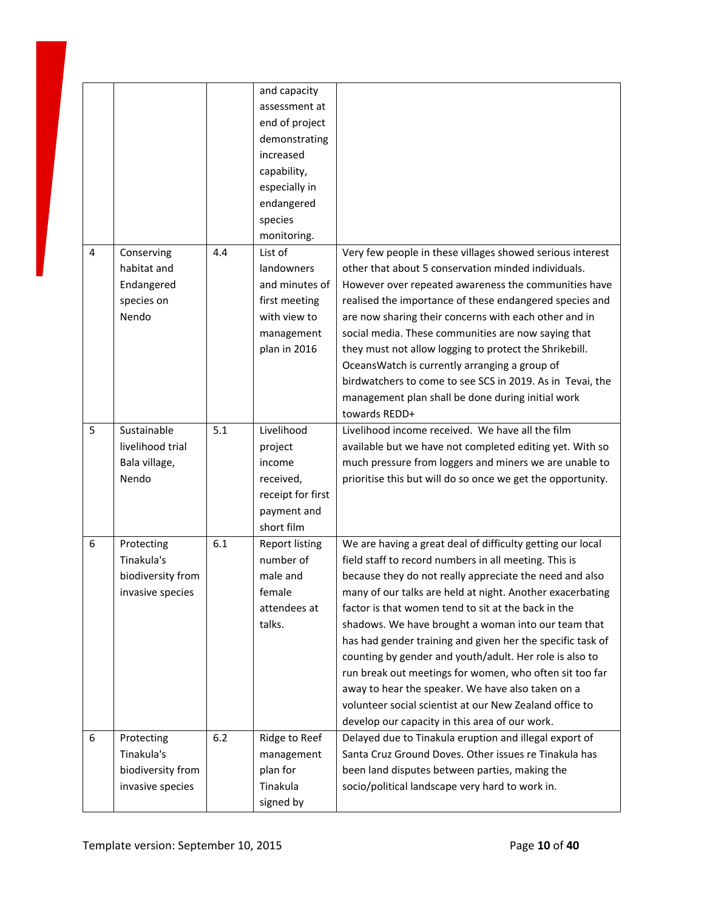| | | | and capacity assessment at end of project demonstrating increased capability, especially in endangered species monitoring. | |
|---|---|---|---|---|
| 4 | Conserving habitat and Endangered species on Nendo | 4.4 | List of landowners and minutes of first meeting with view to management plan in 2016 | Very few people in these villages showed serious interest other that about 5 conservation minded individuals. However over repeated awareness the communities have realised the importance of these endangered species and are now sharing their concerns with each other and in social media. These communities are now saying that they must not allow logging to protect the Shrikebill. OceansWatch is currently arranging a group of birdwatchers to come to see SCS in 2019. As in Tevai, the management plan shall be done during initial work towards REDD+ |
| 5 | Sustainable livelihood trial Bala village, Nendo | 5.1 | Livelihood project income received, receipt for first payment and short film | Livelihood income received. We have all the film available but we have not completed editing yet. With so much pressure from loggers and miners we are unable to prioritise this but will do so once we get the opportunity. |
| 6 | Protecting Tinakula's biodiversity from invasive species | 6.1 | Report listing number of male and female attendees at talks. | We are having a great deal of difficulty getting our local field staff to record numbers in all meeting. This is because they do not really appreciate the need and also many of our talks are held at night. Another exacerbating factor is that women tend to sit at the back in the shadows. We have brought a woman into our team that has had gender training and given her the specific task of counting by gender and youth/adult. Her role is also to run break out meetings for women, who often sit too far away to hear the speaker. We have also taken on a volunteer social scientist at our New Zealand office to develop our capacity in this area of our work. |
| 6 | Protecting Tinakula's biodiversity from invasive species | 6.2 | Ridge to Reef management plan for Tinakula signed by | Delayed due to Tinakula eruption and illegal export of Santa Cruz Ground Doves. Other issues re Tinakula has been land disputes between parties, making the socio/political landscape very hard to work in. |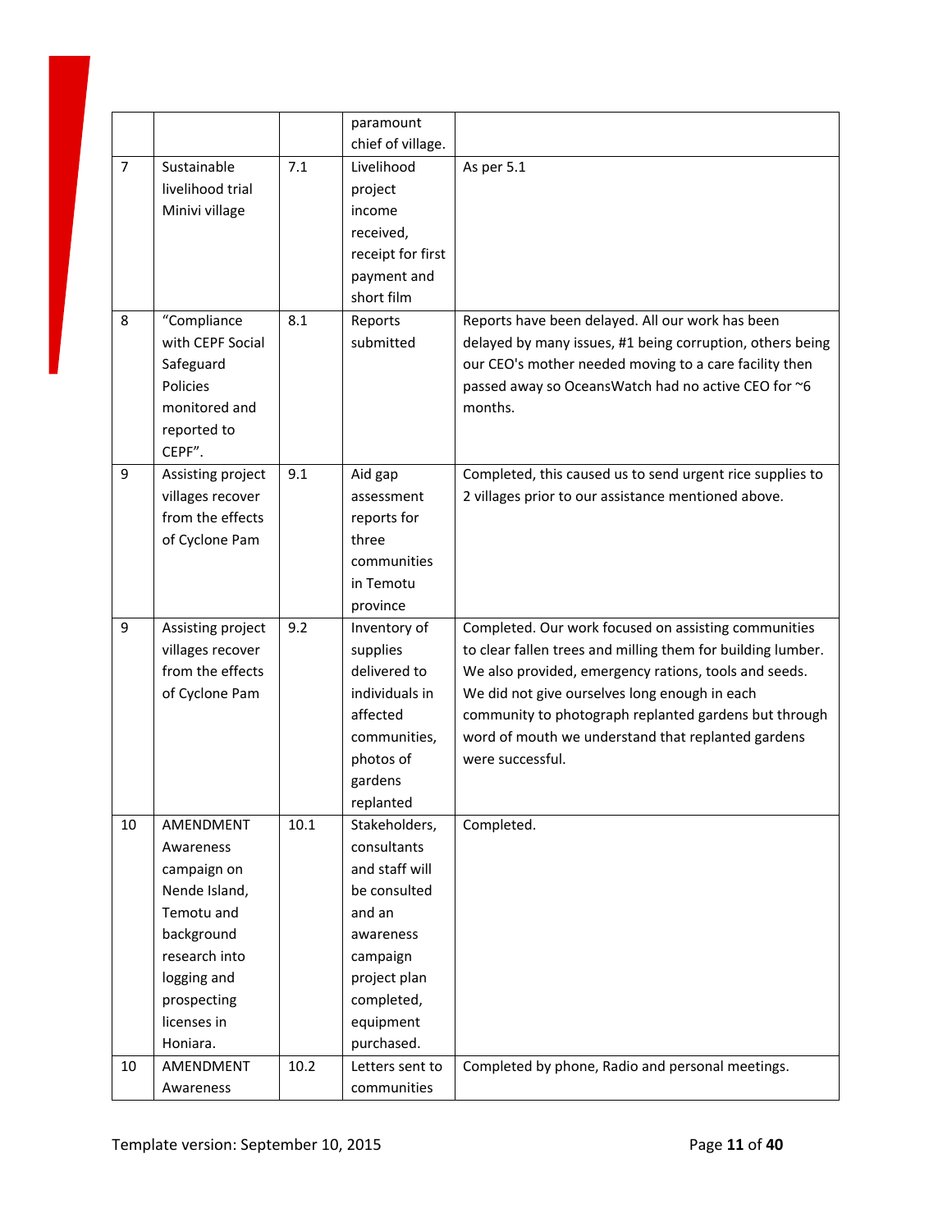| | | | | |
|---|---|---|---|---|
| | | | paramount chief of village. | |
| 7 | Sustainable livelihood trial Minivi village | 7.1 | Livelihood project income received, receipt for first payment and short film | As per 5.1 |
| 8 | "Compliance with CEPF Social Safeguard Policies monitored and reported to CEPF". | 8.1 | Reports submitted | Reports have been delayed. All our work has been delayed by many issues, #1 being corruption, others being our CEO's mother needed moving to a care facility then passed away so OceansWatch had no active CEO for ~6 months. |
| 9 | Assisting project villages recover from the effects of Cyclone Pam | 9.1 | Aid gap assessment reports for three communities in Temotu province | Completed, this caused us to send urgent rice supplies to 2 villages prior to our assistance mentioned above. |
| 9 | Assisting project villages recover from the effects of Cyclone Pam | 9.2 | Inventory of supplies delivered to individuals in affected communities, photos of gardens replanted | Completed. Our work focused on assisting communities to clear fallen trees and milling them for building lumber. We also provided, emergency rations, tools and seeds. We did not give ourselves long enough in each community to photograph replanted gardens but through word of mouth we understand that replanted gardens were successful. |
| 10 | AMENDMENT Awareness campaign on Nende Island, Temotu and background research into logging and prospecting licenses in Honiara. | 10.1 | Stakeholders, consultants and staff will be consulted and an awareness campaign project plan completed, equipment purchased. | Completed. |
| 10 | AMENDMENT Awareness | 10.2 | Letters sent to communities | Completed by phone, Radio and personal meetings. |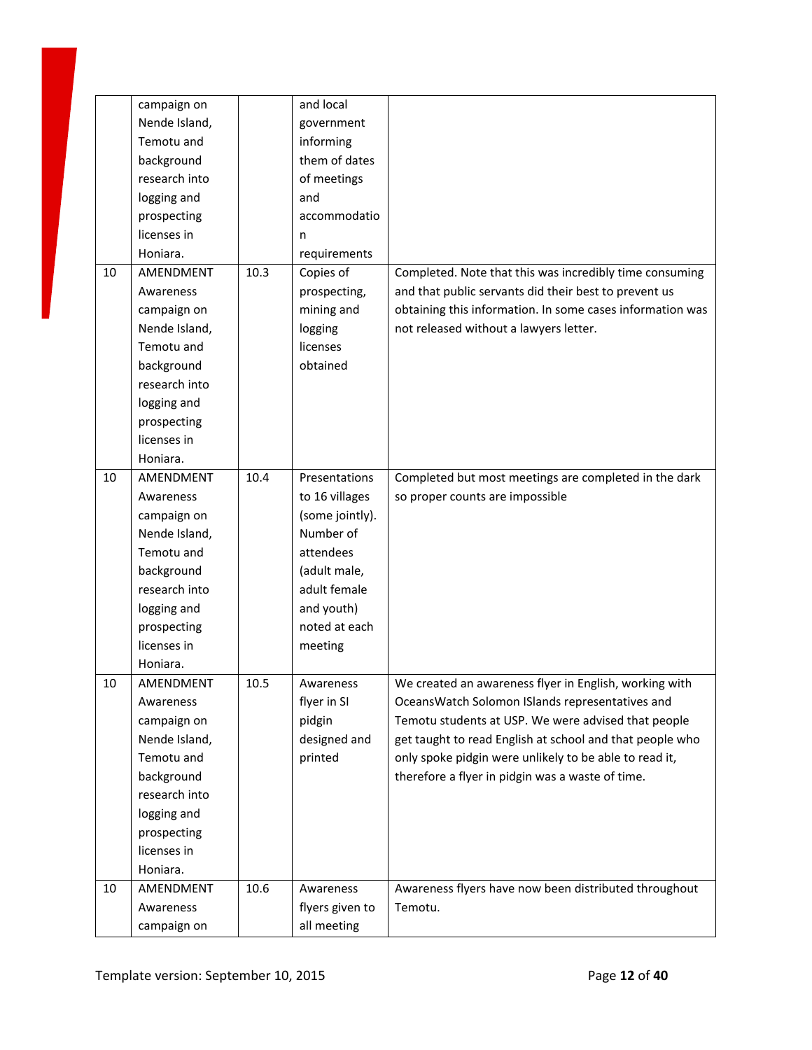|  |  |  |  |  |
|---|---|---|---|---|
|  | campaign on Nende Island, Temotu and background research into logging and prospecting licenses in Honiara. |  | and local government informing them of dates of meetings and accommodation requirements |  |
| 10 | AMENDMENT Awareness campaign on Nende Island, Temotu and background research into logging and prospecting licenses in Honiara. | 10.3 | Copies of prospecting, mining and logging licenses obtained | Completed. Note that this was incredibly time consuming and that public servants did their best to prevent us obtaining this information. In some cases information was not released without a lawyers letter. |
| 10 | AMENDMENT Awareness campaign on Nende Island, Temotu and background research into logging and prospecting licenses in Honiara. | 10.4 | Presentations to 16 villages (some jointly). Number of attendees (adult male, adult female and youth) noted at each meeting | Completed but most meetings are completed in the dark so proper counts are impossible |
| 10 | AMENDMENT Awareness campaign on Nende Island, Temotu and background research into logging and prospecting licenses in Honiara. | 10.5 | Awareness flyer in SI pidgin designed and printed | We created an awareness flyer in English, working with OceansWatch Solomon ISlands representatives and Temotu students at USP. We were advised that people get taught to read English at school and that people who only spoke pidgin were unlikely to be able to read it, therefore a flyer in pidgin was a waste of time. |
| 10 | AMENDMENT Awareness campaign on | 10.6 | Awareness flyers given to all meeting | Awareness flyers have now been distributed throughout Temotu. |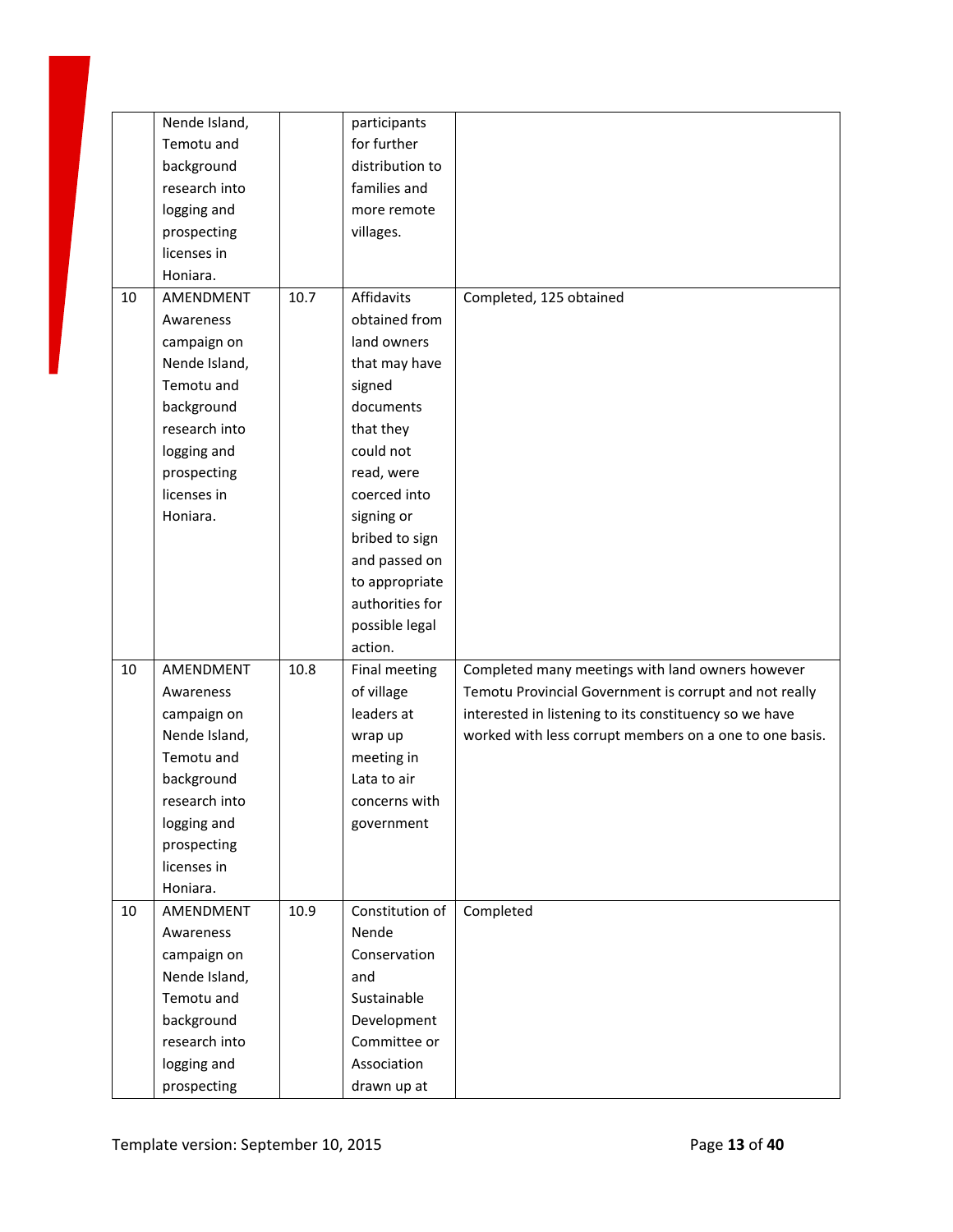|  |  |  |  |  |
|---|---|---|---|---|
|  | Nende Island, Temotu and background research into logging and prospecting licenses in Honiara. |  | participants for further distribution to families and more remote villages. |  |
| 10 | AMENDMENT Awareness campaign on Nende Island, Temotu and background research into logging and prospecting licenses in Honiara. | 10.7 | Affidavits obtained from land owners that may have signed documents that they could not read, were coerced into signing or bribed to sign and passed on to appropriate authorities for possible legal action. | Completed, 125 obtained |
| 10 | AMENDMENT Awareness campaign on Nende Island, Temotu and background research into logging and prospecting licenses in Honiara. | 10.8 | Final meeting of village leaders at wrap up meeting in Lata to air concerns with government | Completed many meetings with land owners however Temotu Provincial Government is corrupt and not really interested in listening to its constituency so we have worked with less corrupt members on a one to one basis. |
| 10 | AMENDMENT Awareness campaign on Nende Island, Temotu and background research into logging and prospecting | 10.9 | Constitution of Nende Conservation and Sustainable Development Committee or Association drawn up at | Completed |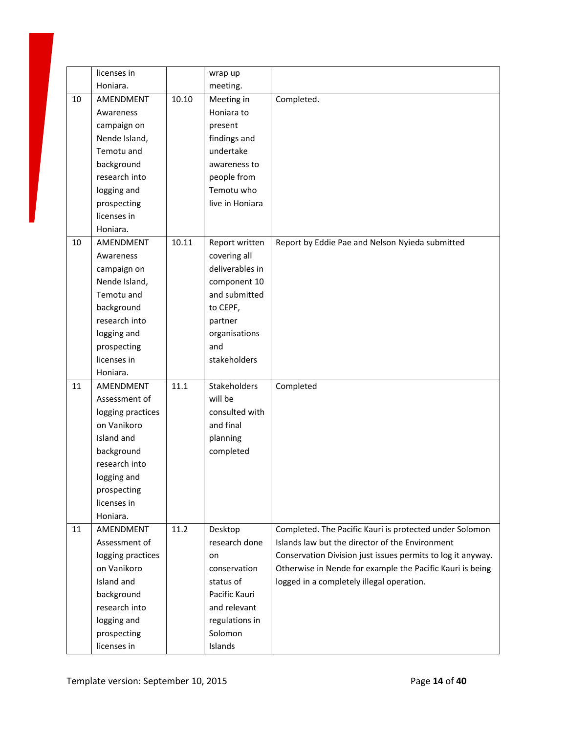| | | | | |
|---|---|---|---|---|
| | licenses in Honiara. | | wrap up meeting. | |
| 10 | AMENDMENT Awareness campaign on Nende Island, Temotu and background research into logging and prospecting licenses in Honiara. | 10.10 | Meeting in Honiara to present findings and undertake awareness to people from Temotu who live in Honiara | Completed. |
| 10 | AMENDMENT Awareness campaign on Nende Island, Temotu and background research into logging and prospecting licenses in Honiara. | 10.11 | Report written covering all deliverables in component 10 and submitted to CEPF, partner organisations and stakeholders | Report by Eddie Pae and Nelson Nyieda submitted |
| 11 | AMENDMENT Assessment of logging practices on Vanikoro Island and background research into logging and prospecting licenses in Honiara. | 11.1 | Stakeholders will be consulted with and final planning completed | Completed |
| 11 | AMENDMENT Assessment of logging practices on Vanikoro Island and background research into logging and prospecting licenses in | 11.2 | Desktop research done on conservation status of Pacific Kauri and relevant regulations in Solomon Islands | Completed. The Pacific Kauri is protected under Solomon Islands law but the director of the Environment Conservation Division just issues permits to log it anyway. Otherwise in Nende for example the Pacific Kauri is being logged in a completely illegal operation. |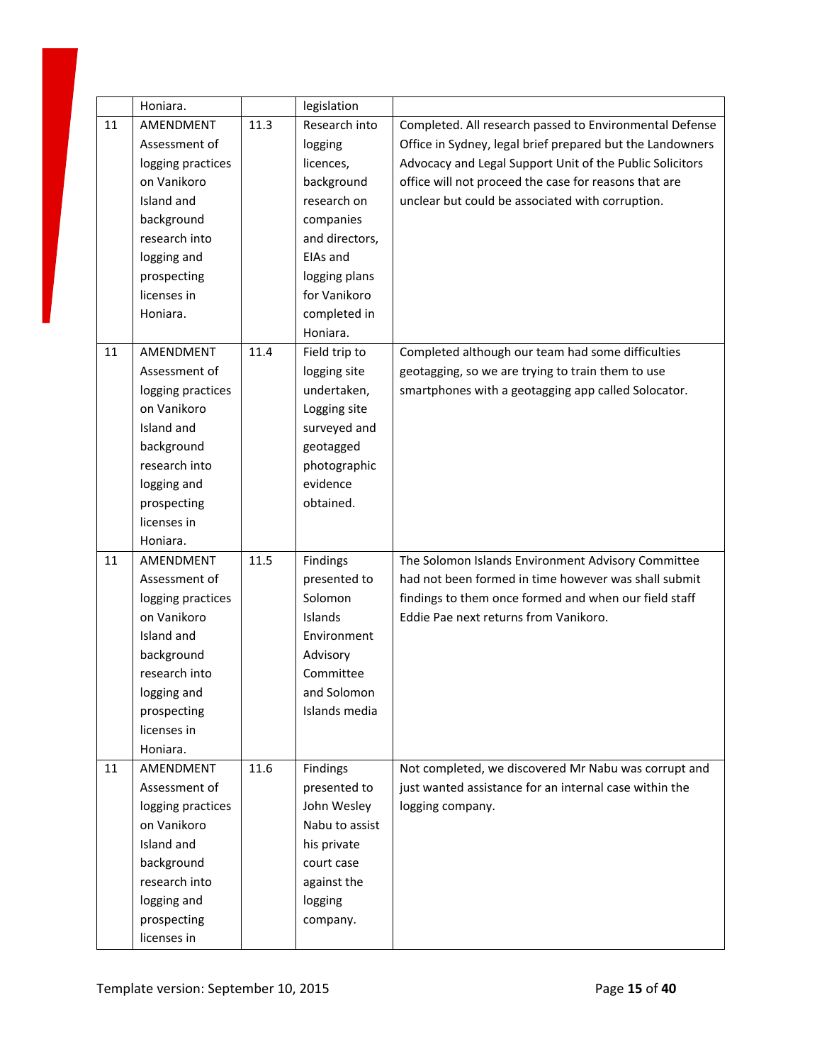| | Honiara. | | legislation | |
|---|---|---|---|---|
| 11 | AMENDMENT Assessment of logging practices on Vanikoro Island and background research into logging and prospecting licenses in Honiara. | 11.3 | Research into logging licences, background research on companies and directors, EIAs and logging plans for Vanikoro completed in Honiara. | Completed. All research passed to Environmental Defense Office in Sydney, legal brief prepared but the Landowners Advocacy and Legal Support Unit of the Public Solicitors office will not proceed the case for reasons that are unclear but could be associated with corruption. |
| 11 | AMENDMENT Assessment of logging practices on Vanikoro Island and background research into logging and prospecting licenses in Honiara. | 11.4 | Field trip to logging site undertaken, Logging site surveyed and geotagged photographic evidence obtained. | Completed although our team had some difficulties geotagging, so we are trying to train them to use smartphones with a geotagging app called Solocator. |
| 11 | AMENDMENT Assessment of logging practices on Vanikoro Island and background research into logging and prospecting licenses in Honiara. | 11.5 | Findings presented to Solomon Islands Environment Advisory Committee and Solomon Islands media | The Solomon Islands Environment Advisory Committee had not been formed in time however was shall submit findings to them once formed and when our field staff Eddie Pae next returns from Vanikoro. |
| 11 | AMENDMENT Assessment of logging practices on Vanikoro Island and background research into logging and prospecting licenses in | 11.6 | Findings presented to John Wesley Nabu to assist his private court case against the logging company. | Not completed, we discovered Mr Nabu was corrupt and just wanted assistance for an internal case within the logging company. |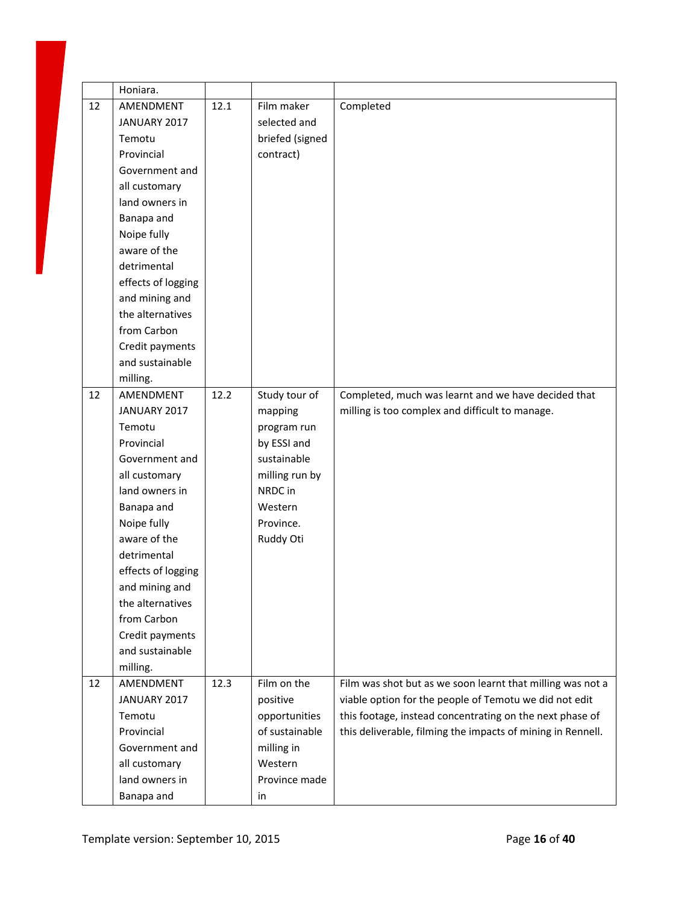| | Honiara. | | | |
|---|---|---|---|---|
| 12 | AMENDMENT JANUARY 2017 Temotu Provincial Government and all customary land owners in Banapa and Noipe fully aware of the detrimental effects of logging and mining and the alternatives from Carbon Credit payments and sustainable milling. | 12.1 | Film maker selected and briefed (signed contract) | Completed |
| 12 | AMENDMENT JANUARY 2017 Temotu Provincial Government and all customary land owners in Banapa and Noipe fully aware of the detrimental effects of logging and mining and the alternatives from Carbon Credit payments and sustainable milling. | 12.2 | Study tour of mapping program run by ESSI and sustainable milling run by NRDC in Western Province. Ruddy Oti | Completed, much was learnt and we have decided that milling is too complex and difficult to manage. |
| 12 | AMENDMENT JANUARY 2017 Temotu Provincial Government and all customary land owners in Banapa and | 12.3 | Film on the positive opportunities of sustainable milling in Western Province made in | Film was shot but as we soon learnt that milling was not a viable option for the people of Temotu we did not edit this footage, instead concentrating on the next phase of this deliverable, filming the impacts of mining in Rennell. |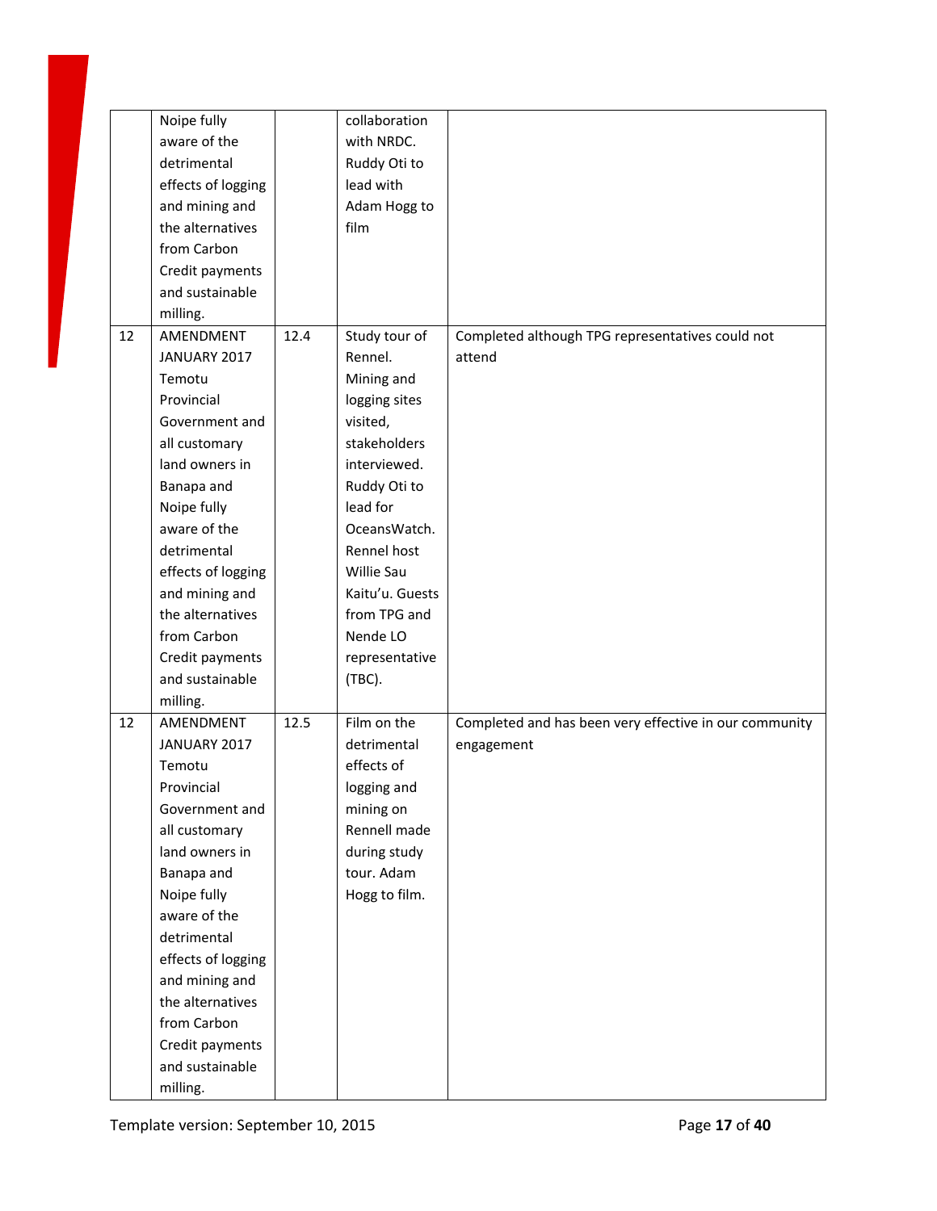| | | | | |
|---|---|---|---|---|
| | Noipe fully aware of the detrimental effects of logging and mining and the alternatives from Carbon Credit payments and sustainable milling. | | collaboration with NRDC. Ruddy Oti to lead with Adam Hogg to film | |
| 12 | AMENDMENT JANUARY 2017 Temotu Provincial Government and all customary land owners in Banapa and Noipe fully aware of the detrimental effects of logging and mining and the alternatives from Carbon Credit payments and sustainable milling. | 12.4 | Study tour of Rennel. Mining and logging sites visited, stakeholders interviewed. Ruddy Oti to lead for OceansWatch. Rennel host Willie Sau Kaitu'u. Guests from TPG and Nende LO representative (TBC). | Completed although TPG representatives could not attend |
| 12 | AMENDMENT JANUARY 2017 Temotu Provincial Government and all customary land owners in Banapa and Noipe fully aware of the detrimental effects of logging and mining and the alternatives from Carbon Credit payments and sustainable milling. | 12.5 | Film on the detrimental effects of logging and mining on Rennell made during study tour. Adam Hogg to film. | Completed and has been very effective in our community engagement |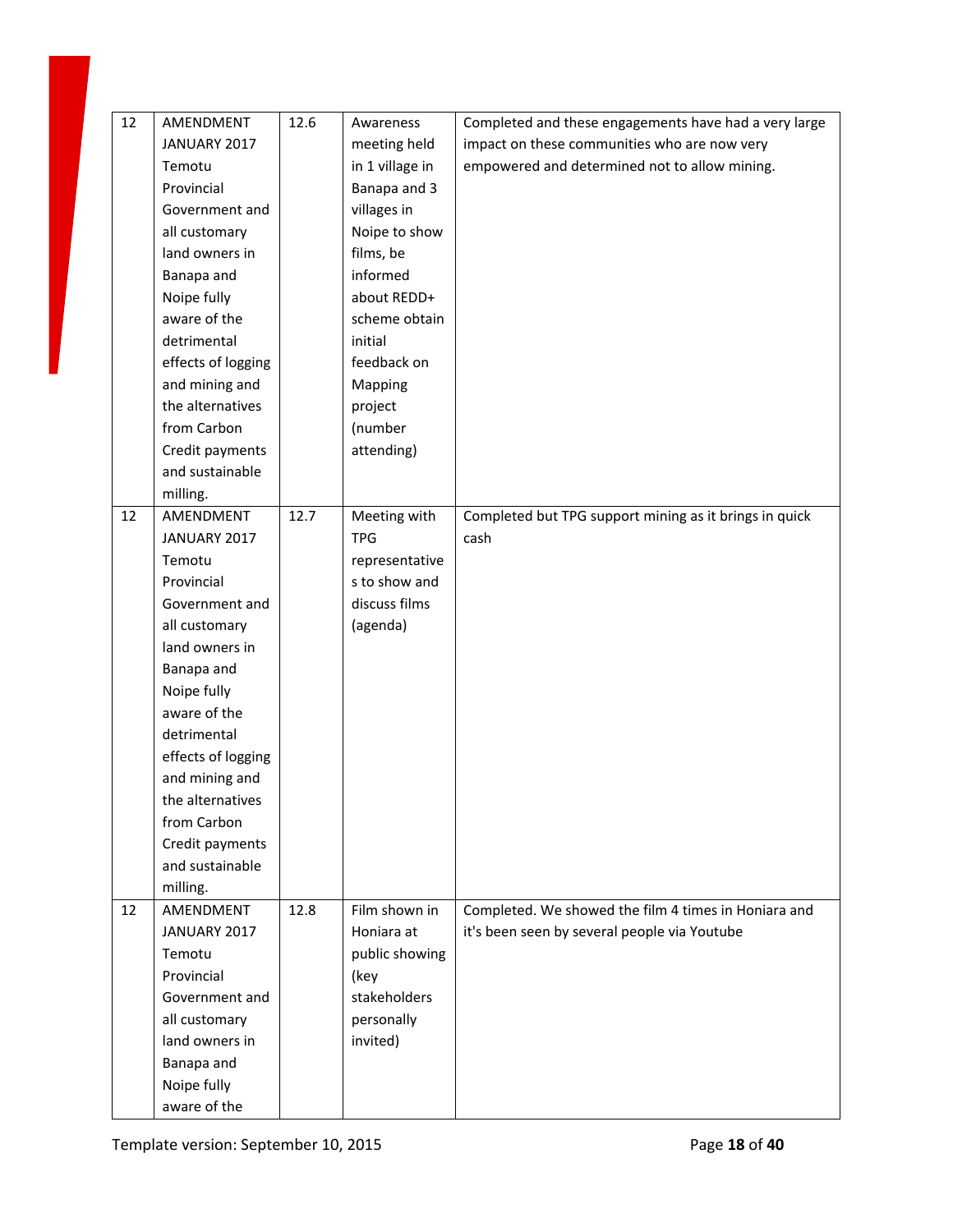| 12 | AMENDMENT JANUARY 2017 Temotu Provincial Government and all customary land owners in Banapa and Noipe fully aware of the detrimental effects of logging and mining and the alternatives from Carbon Credit payments and sustainable milling. | 12.6 | Awareness meeting held in 1 village in Banapa and 3 villages in Noipe to show films, be informed about REDD+ scheme obtain initial feedback on Mapping project (number attending) | Completed and these engagements have had a very large impact on these communities who are now very empowered and determined not to allow mining. |
|---|---|---|---|---|
| 12 | AMENDMENT JANUARY 2017 Temotu Provincial Government and all customary land owners in Banapa and Noipe fully aware of the detrimental effects of logging and mining and the alternatives from Carbon Credit payments and sustainable milling. | 12.7 | Meeting with TPG representatives to show and discuss films (agenda) | Completed but TPG support mining as it brings in quick cash |
| 12 | AMENDMENT JANUARY 2017 Temotu Provincial Government and all customary land owners in Banapa and Noipe fully aware of the | 12.8 | Film shown in Honiara at public showing (key stakeholders personally invited) | Completed. We showed the film 4 times in Honiara and it's been seen by several people via Youtube |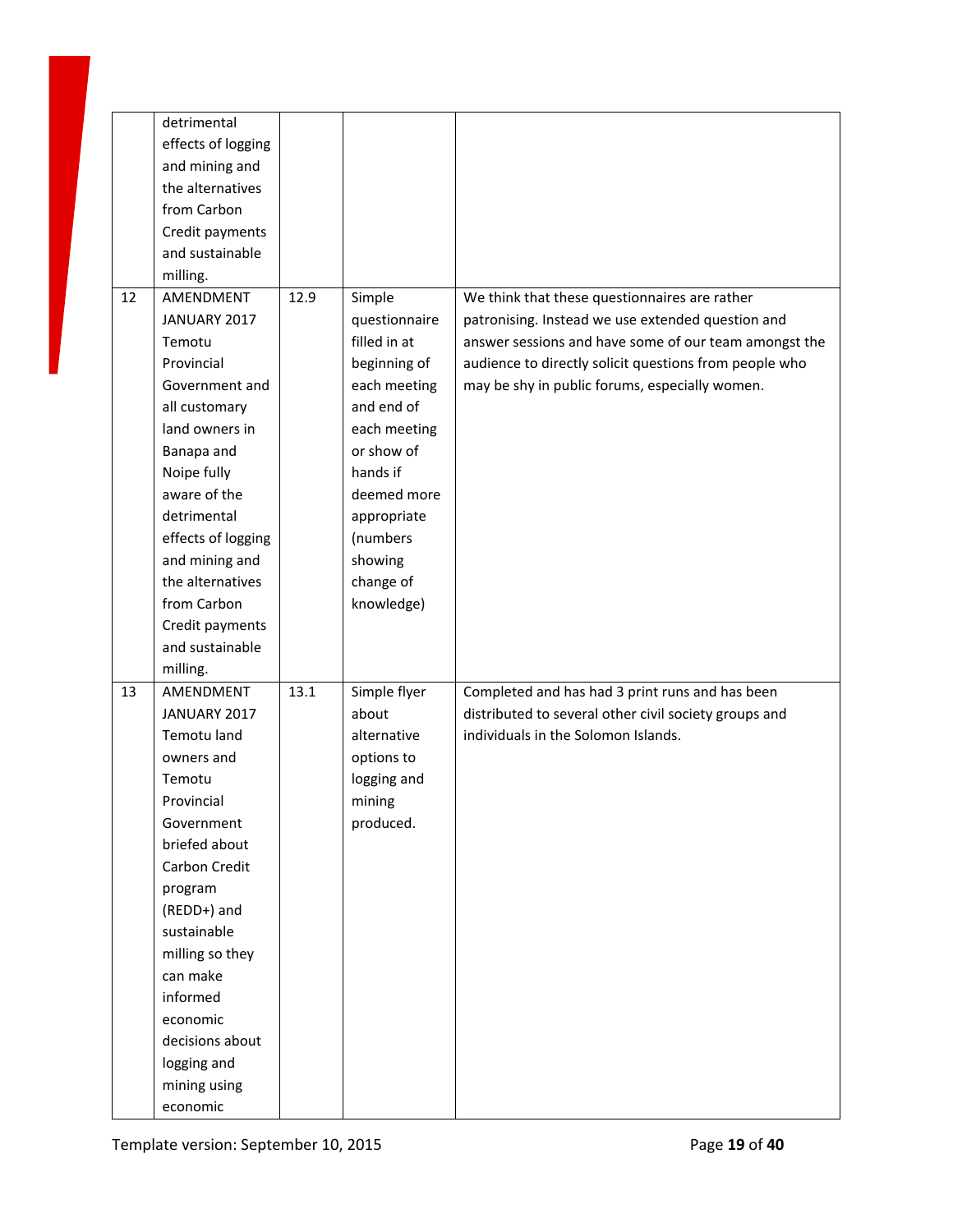| | | | | |
|---|---|---|---|---|
| | detrimental effects of logging and mining and the alternatives from Carbon Credit payments and sustainable milling. | | | |
| 12 | AMENDMENT JANUARY 2017 Temotu Provincial Government and all customary land owners in Banapa and Noipe fully aware of the detrimental effects of logging and mining and the alternatives from Carbon Credit payments and sustainable milling. | 12.9 | Simple questionnaire filled in at beginning of each meeting and end of each meeting or show of hands if deemed more appropriate (numbers showing change of knowledge) | We think that these questionnaires are rather patronising. Instead we use extended question and answer sessions and have some of our team amongst the audience to directly solicit questions from people who may be shy in public forums, especially women. |
| 13 | AMENDMENT JANUARY 2017 Temotu land owners and Temotu Provincial Government briefed about Carbon Credit program (REDD+) and sustainable milling so they can make informed economic decisions about logging and mining using economic | 13.1 | Simple flyer about alternative options to logging and mining produced. | Completed and has had 3 print runs and has been distributed to several other civil society groups and individuals in the Solomon Islands. |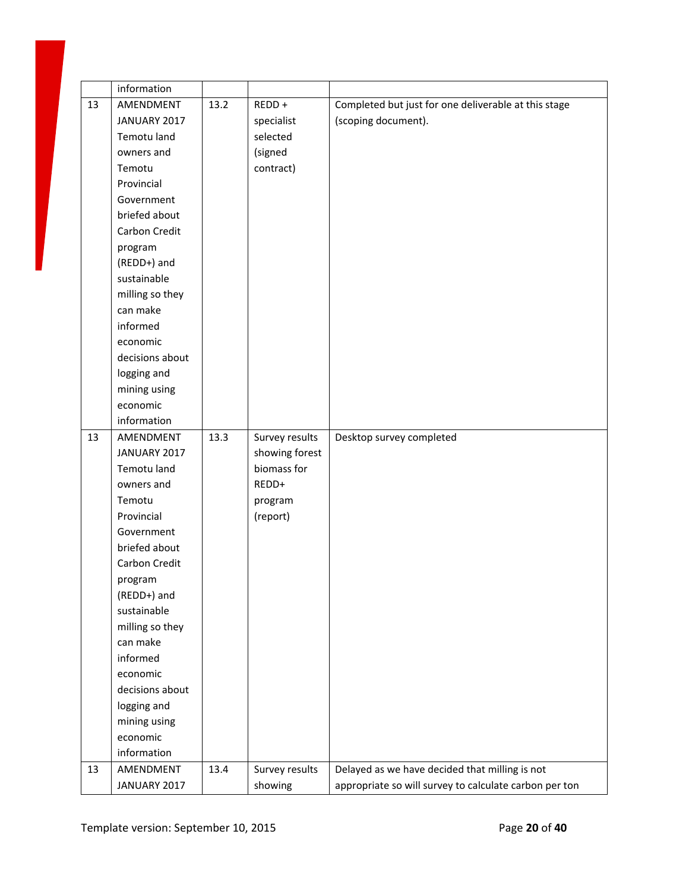| | information | | | |
|---|---|---|---|---|
| 13 | AMENDMENT JANUARY 2017 Temotu land owners and Temotu Provincial Government briefed about Carbon Credit program (REDD+) and sustainable milling so they can make informed economic decisions about logging and mining using economic information | 13.2 | REDD + specialist selected (signed contract) | Completed but just for one deliverable at this stage (scoping document). |
| 13 | AMENDMENT JANUARY 2017 Temotu land owners and Temotu Provincial Government briefed about Carbon Credit program (REDD+) and sustainable milling so they can make informed economic decisions about logging and mining using economic information | 13.3 | Survey results showing forest biomass for REDD+ program (report) | Desktop survey completed |
| 13 | AMENDMENT JANUARY 2017 | 13.4 | Survey results showing | Delayed as we have decided that milling is not appropriate so will survey to calculate carbon per ton |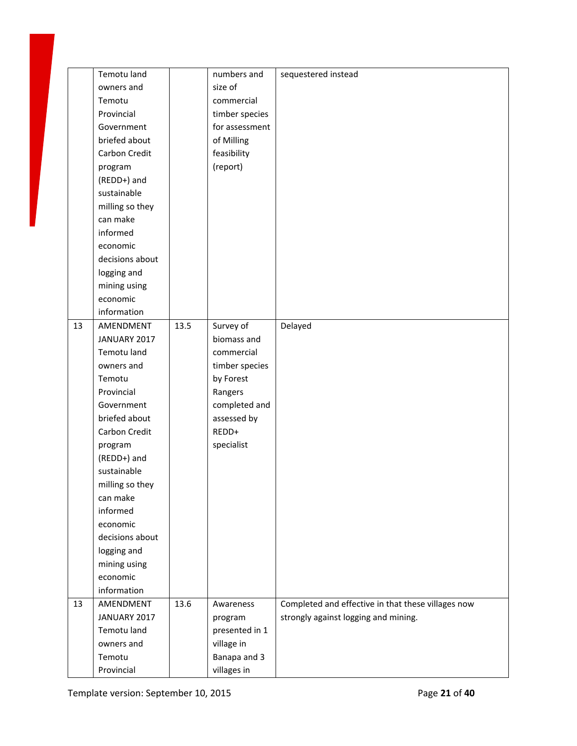| | | | | |
|---|---|---|---|---|
| | Temotu land owners and Temotu Provincial Government briefed about Carbon Credit program (REDD+) and sustainable milling so they can make informed economic decisions about logging and mining using economic information | | numbers and size of commercial timber species for assessment of Milling feasibility (report) | sequestered instead |
| 13 | AMENDMENT JANUARY 2017 Temotu land owners and Temotu Provincial Government briefed about Carbon Credit program (REDD+) and sustainable milling so they can make informed economic decisions about logging and mining using economic information | 13.5 | Survey of biomass and commercial timber species by Forest Rangers completed and assessed by REDD+ specialist | Delayed |
| 13 | AMENDMENT JANUARY 2017 Temotu land owners and Temotu Provincial | 13.6 | Awareness program presented in 1 village in Banapa and 3 villages in | Completed and effective in that these villages now strongly against logging and mining. |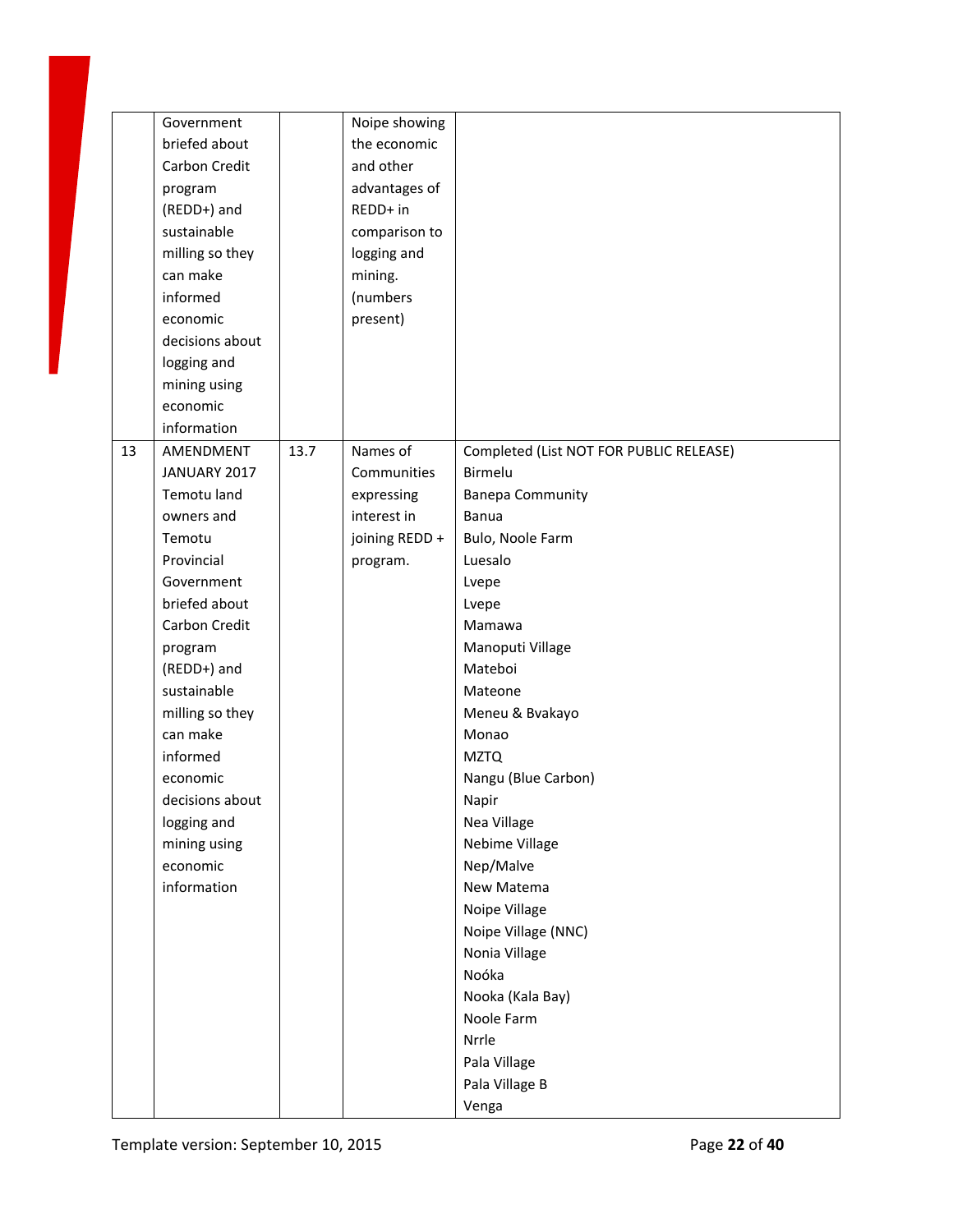| | | | | |
|---|---|---|---|---|
| | Government briefed about Carbon Credit program (REDD+) and sustainable milling so they can make informed economic decisions about logging and mining using economic information | | Noipe showing the economic and other advantages of REDD+ in comparison to logging and mining. (numbers present) | |
| 13 | AMENDMENT JANUARY 2017 Temotu land owners and Temotu Provincial Government briefed about Carbon Credit program (REDD+) and sustainable milling so they can make informed economic decisions about logging and mining using economic information | 13.7 | Names of Communities expressing interest in joining REDD + program. | Completed (List NOT FOR PUBLIC RELEASE)<br>Birmelu<br>Banepa Community<br>Banua<br>Bulo, Noole Farm<br>Luesalo<br>Lvepe<br>Lvepe<br>Mamawa<br>Manoputi Village<br>Mateboi<br>Mateone<br>Meneu & Bvakayo<br>Monao<br>MZTQ<br>Nangu (Blue Carbon)<br>Napir<br>Nea Village<br>Nebime Village<br>Nep/Malve<br>New Matema<br>Noipe Village<br>Noipe Village (NNC)<br>Nonia Village<br>Noóka<br>Nooka (Kala Bay)<br>Noole Farm<br>Nrrle<br>Pala Village<br>Pala Village B<br>Venga |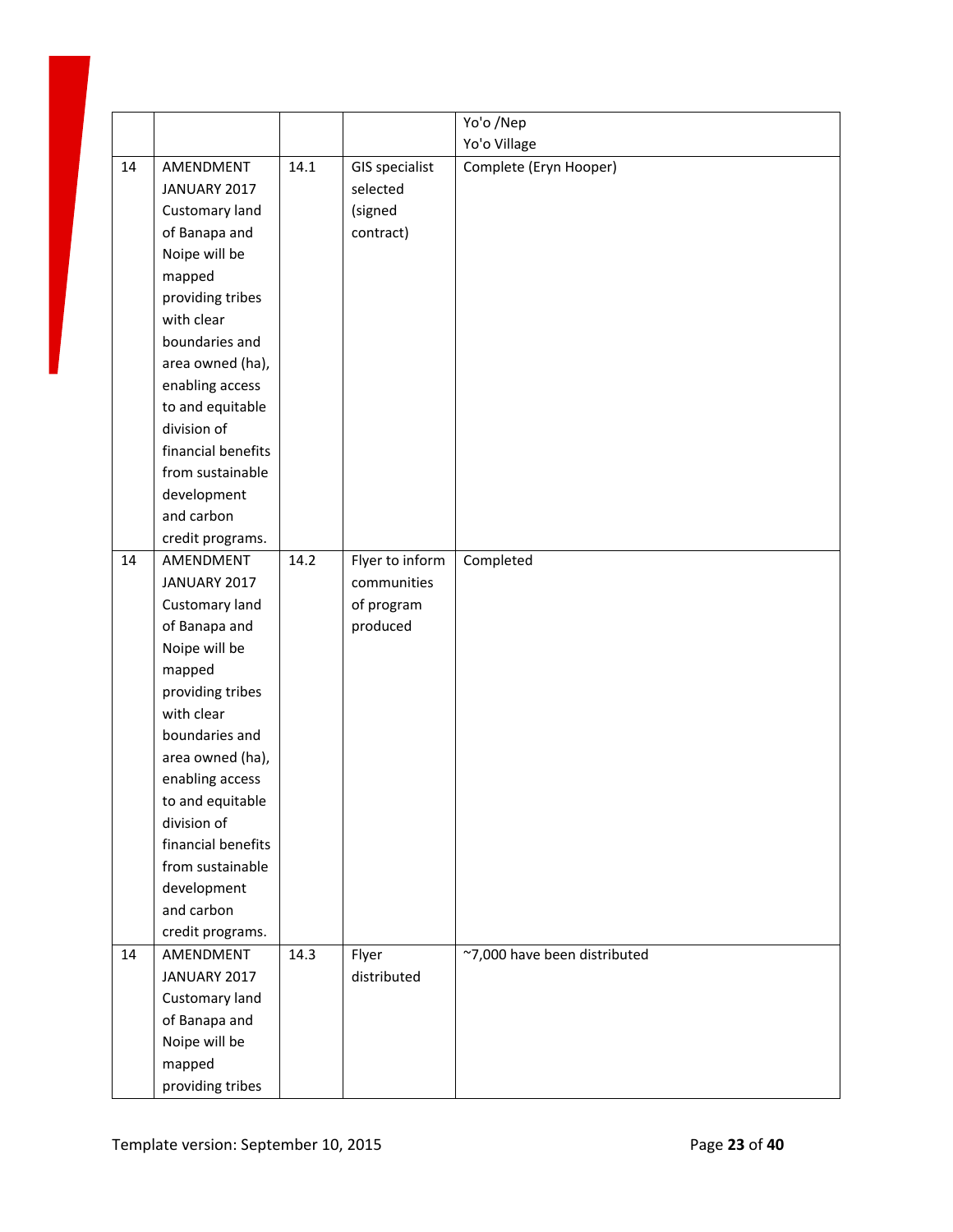|  |  |  |  | Yo'o /Nep<br>Yo'o Village |
|---|---|---|---|---|
| 14 | AMENDMENT JANUARY 2017 Customary land of Banapa and Noipe will be mapped providing tribes with clear boundaries and area owned (ha), enabling access to and equitable division of financial benefits from sustainable development and carbon credit programs. | 14.1 | GIS specialist selected (signed contract) | Complete (Eryn Hooper) |
| 14 | AMENDMENT JANUARY 2017 Customary land of Banapa and Noipe will be mapped providing tribes with clear boundaries and area owned (ha), enabling access to and equitable division of financial benefits from sustainable development and carbon credit programs. | 14.2 | Flyer to inform communities of program produced | Completed |
| 14 | AMENDMENT JANUARY 2017 Customary land of Banapa and Noipe will be mapped providing tribes | 14.3 | Flyer distributed | ~7,000 have been distributed |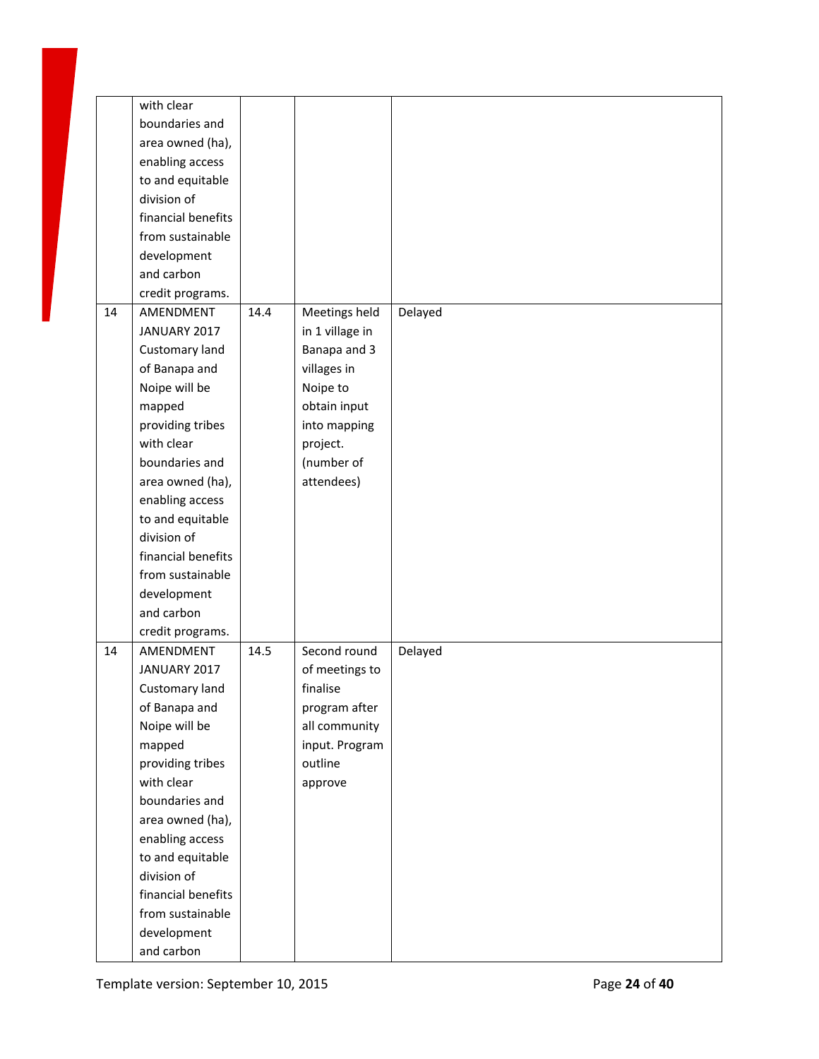| | | | | |
|---|---|---|---|---|
| | with clear boundaries and area owned (ha), enabling access to and equitable division of financial benefits from sustainable development and carbon credit programs. | | | |
| 14 | AMENDMENT JANUARY 2017 Customary land of Banapa and Noipe will be mapped providing tribes with clear boundaries and area owned (ha), enabling access to and equitable division of financial benefits from sustainable development and carbon credit programs. | 14.4 | Meetings held in 1 village in Banapa and 3 villages in Noipe to obtain input into mapping project. (number of attendees) | Delayed |
| 14 | AMENDMENT JANUARY 2017 Customary land of Banapa and Noipe will be mapped providing tribes with clear boundaries and area owned (ha), enabling access to and equitable division of financial benefits from sustainable development and carbon | 14.5 | Second round of meetings to finalise program after all community input. Program outline approve | Delayed |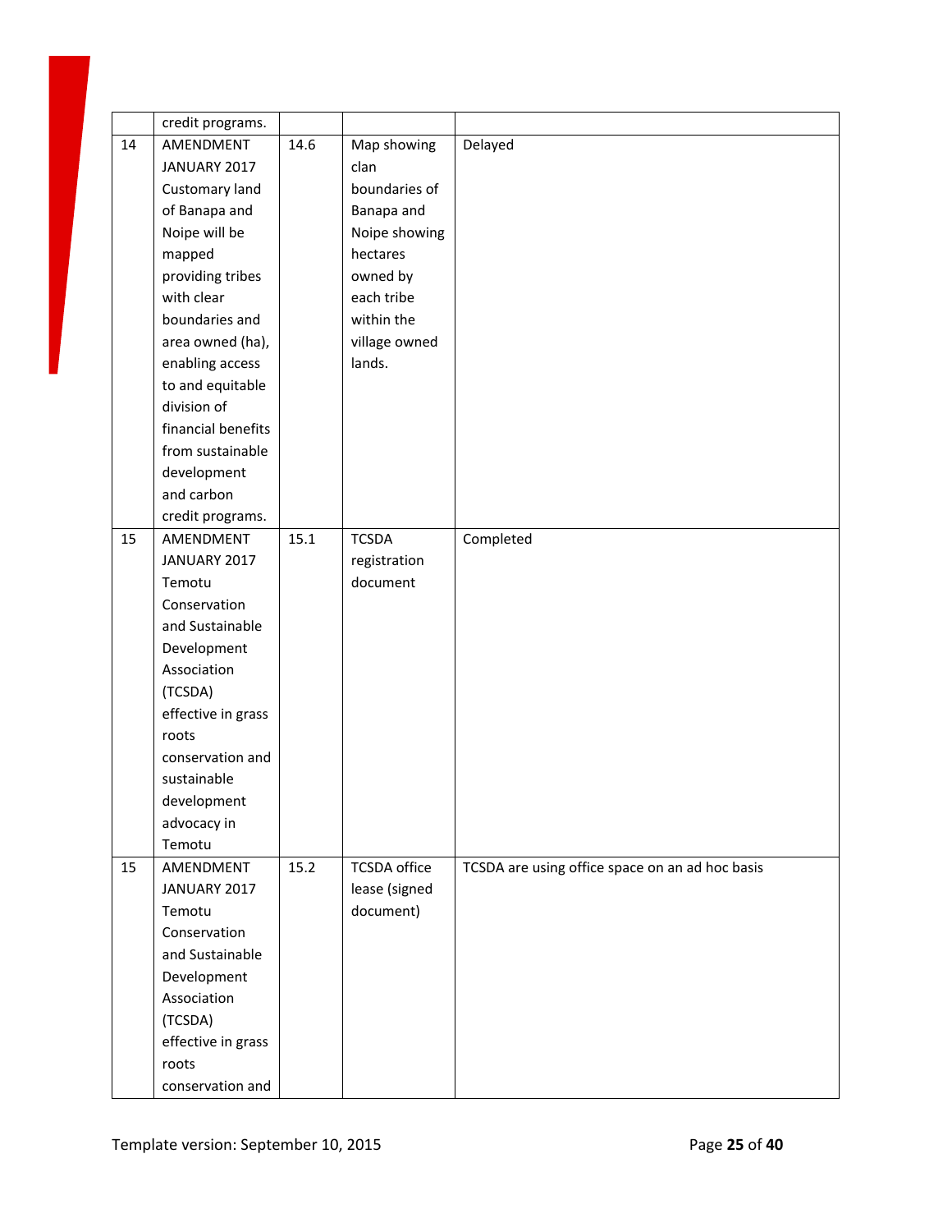|  |  |  |  |  |
|---|---|---|---|---|
|  | credit programs. |  |  |  |
| 14 | AMENDMENT JANUARY 2017 Customary land of Banapa and Noipe will be mapped providing tribes with clear boundaries and area owned (ha), enabling access to and equitable division of financial benefits from sustainable development and carbon credit programs. | 14.6 | Map showing clan boundaries of Banapa and Noipe showing hectares owned by each tribe within the village owned lands. | Delayed |
| 15 | AMENDMENT JANUARY 2017 Temotu Conservation and Sustainable Development Association (TCSDA) effective in grass roots conservation and sustainable development advocacy in Temotu | 15.1 | TCSDA registration document | Completed |
| 15 | AMENDMENT JANUARY 2017 Temotu Conservation and Sustainable Development Association (TCSDA) effective in grass roots conservation and | 15.2 | TCSDA office lease (signed document) | TCSDA are using office space on an ad hoc basis |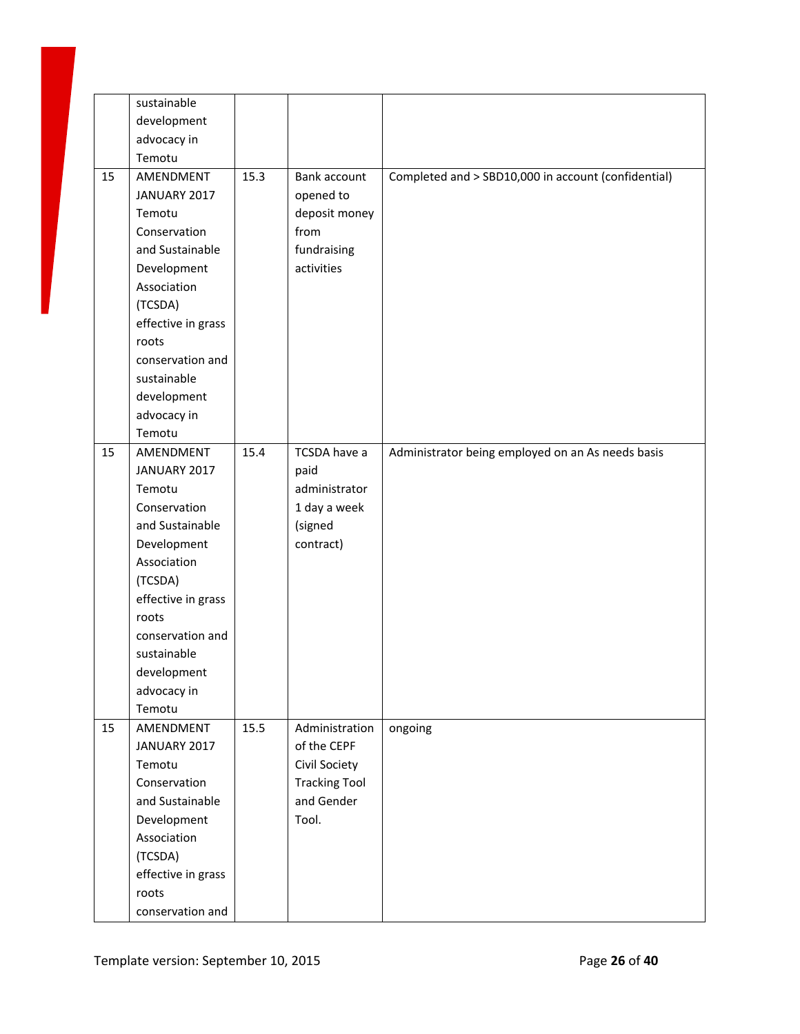| | | | | |
|---|---|---|---|---|
| | sustainable development advocacy in Temotu | | | |
| 15 | AMENDMENT JANUARY 2017 Temotu Conservation and Sustainable Development Association (TCSDA) effective in grass roots conservation and sustainable development advocacy in Temotu | 15.3 | Bank account opened to deposit money from fundraising activities | Completed and > SBD10,000 in account (confidential) |
| 15 | AMENDMENT JANUARY 2017 Temotu Conservation and Sustainable Development Association (TCSDA) effective in grass roots conservation and sustainable development advocacy in Temotu | 15.4 | TCSDA have a paid administrator 1 day a week (signed contract) | Administrator being employed on an As needs basis |
| 15 | AMENDMENT JANUARY 2017 Temotu Conservation and Sustainable Development Association (TCSDA) effective in grass roots conservation and | 15.5 | Administration of the CEPF Civil Society Tracking Tool and Gender Tool. | ongoing |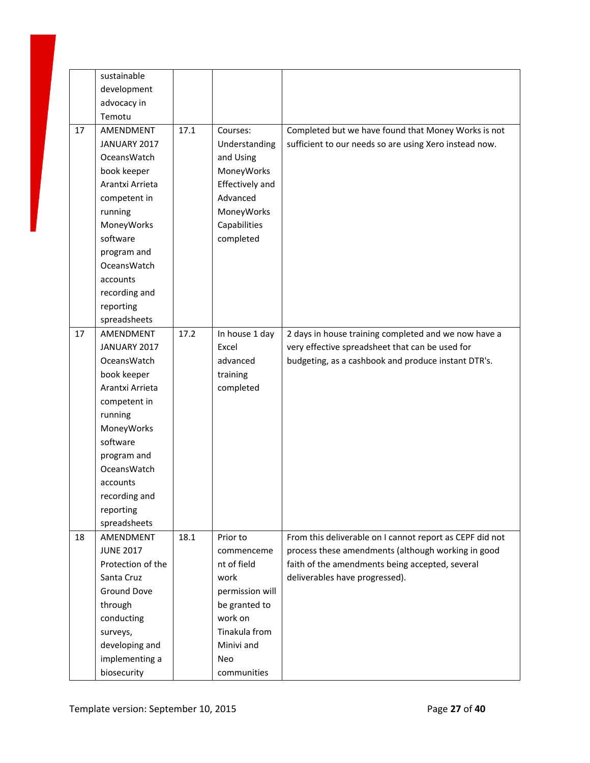| | | | | |
|---|---|---|---|---|
| | sustainable development advocacy in Temotu | | | |
| 17 | AMENDMENT JANUARY 2017 OceansWatch book keeper Arantxi Arrieta competent in running MoneyWorks software program and OceansWatch accounts recording and reporting spreadsheets | 17.1 | Courses: Understanding and Using MoneyWorks Effectively and Advanced MoneyWorks Capabilities completed | Completed but we have found that Money Works is not sufficient to our needs so are using Xero instead now. |
| 17 | AMENDMENT JANUARY 2017 OceansWatch book keeper Arantxi Arrieta competent in running MoneyWorks software program and OceansWatch accounts recording and reporting spreadsheets | 17.2 | In house 1 day Excel advanced training completed | 2 days in house training completed and we now have a very effective spreadsheet that can be used for budgeting, as a cashbook and produce instant DTR's. |
| 18 | AMENDMENT JUNE 2017 Protection of the Santa Cruz Ground Dove through conducting surveys, developing and implementing a biosecurity | 18.1 | Prior to commencement of field work permission will be granted to work on Tinakula from Minivi and Neo communities | From this deliverable on I cannot report as CEPF did not process these amendments (although working in good faith of the amendments being accepted, several deliverables have progressed). |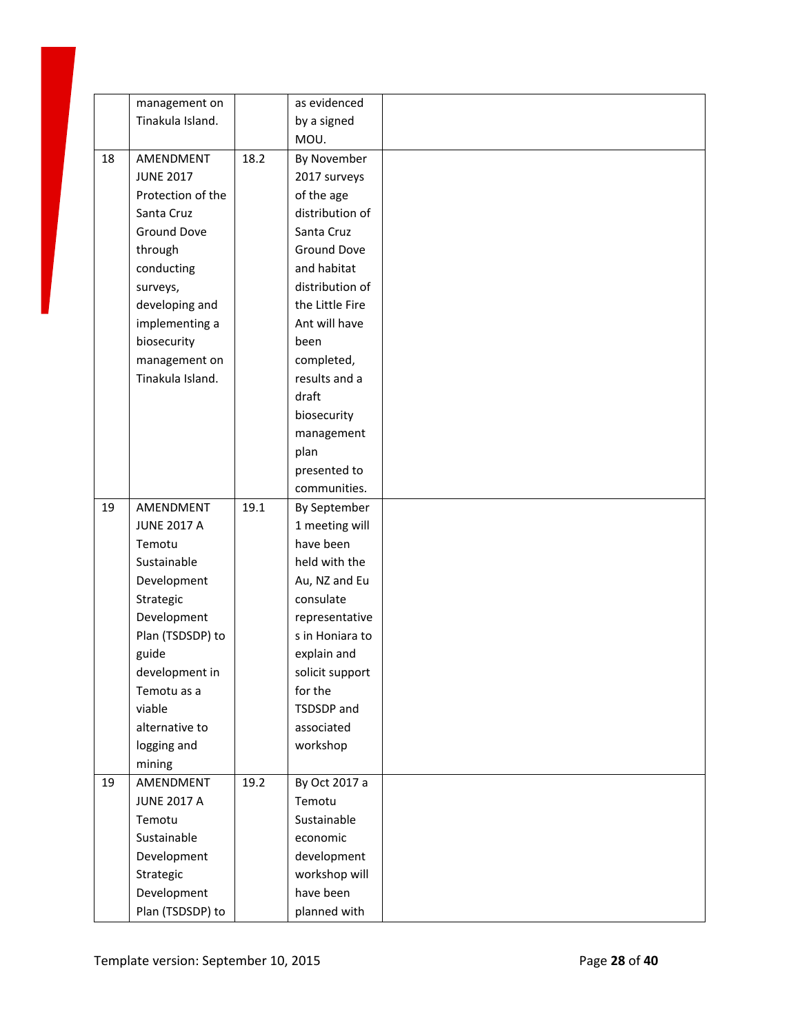| | | | | |
|---|---|---|---|---|
| | management on Tinakula Island. | | as evidenced by a signed MOU. | |
| 18 | AMENDMENT JUNE 2017 Protection of the Santa Cruz Ground Dove through conducting surveys, developing and implementing a biosecurity management on Tinakula Island. | 18.2 | By November 2017 surveys of the age distribution of Santa Cruz Ground Dove and habitat distribution of the Little Fire Ant will have been completed, results and a draft biosecurity management plan presented to communities. | |
| 19 | AMENDMENT JUNE 2017 A Temotu Sustainable Development Strategic Development Plan (TSDSDP) to guide development in Temotu as a viable alternative to logging and mining | 19.1 | By September 1 meeting will have been held with the Au, NZ and Eu consulate representatives in Honiara to explain and solicit support for the TSDSDP and associated workshop | |
| 19 | AMENDMENT JUNE 2017 A Temotu Sustainable Development Strategic Development Plan (TSDSDP) to | 19.2 | By Oct 2017 a Temotu Sustainable economic development workshop will have been planned with | |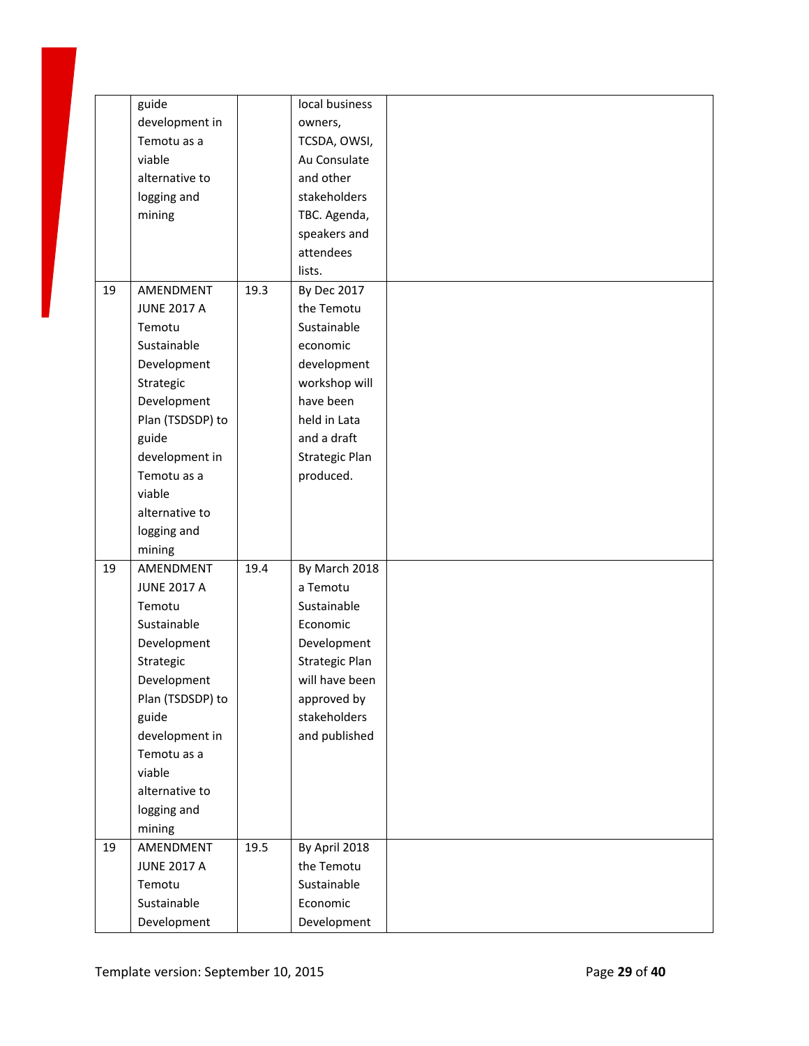| | | | | |
|---|---|---|---|---|
| | guide development in Temotu as a viable alternative to logging and mining | | local business owners, TCSDA, OWSI, Au Consulate and other stakeholders TBC. Agenda, speakers and attendees lists. | |
| 19 | AMENDMENT JUNE 2017 A Temotu Sustainable Development Strategic Development Plan (TSDSDP) to guide development in Temotu as a viable alternative to logging and mining | 19.3 | By Dec 2017 the Temotu Sustainable economic development workshop will have been held in Lata and a draft Strategic Plan produced. | |
| 19 | AMENDMENT JUNE 2017 A Temotu Sustainable Development Strategic Development Plan (TSDSDP) to guide development in Temotu as a viable alternative to logging and mining | 19.4 | By March 2018 a Temotu Sustainable Economic Development Strategic Plan will have been approved by stakeholders and published | |
| 19 | AMENDMENT JUNE 2017 A Temotu Sustainable Development | 19.5 | By April 2018 the Temotu Sustainable Economic Development | |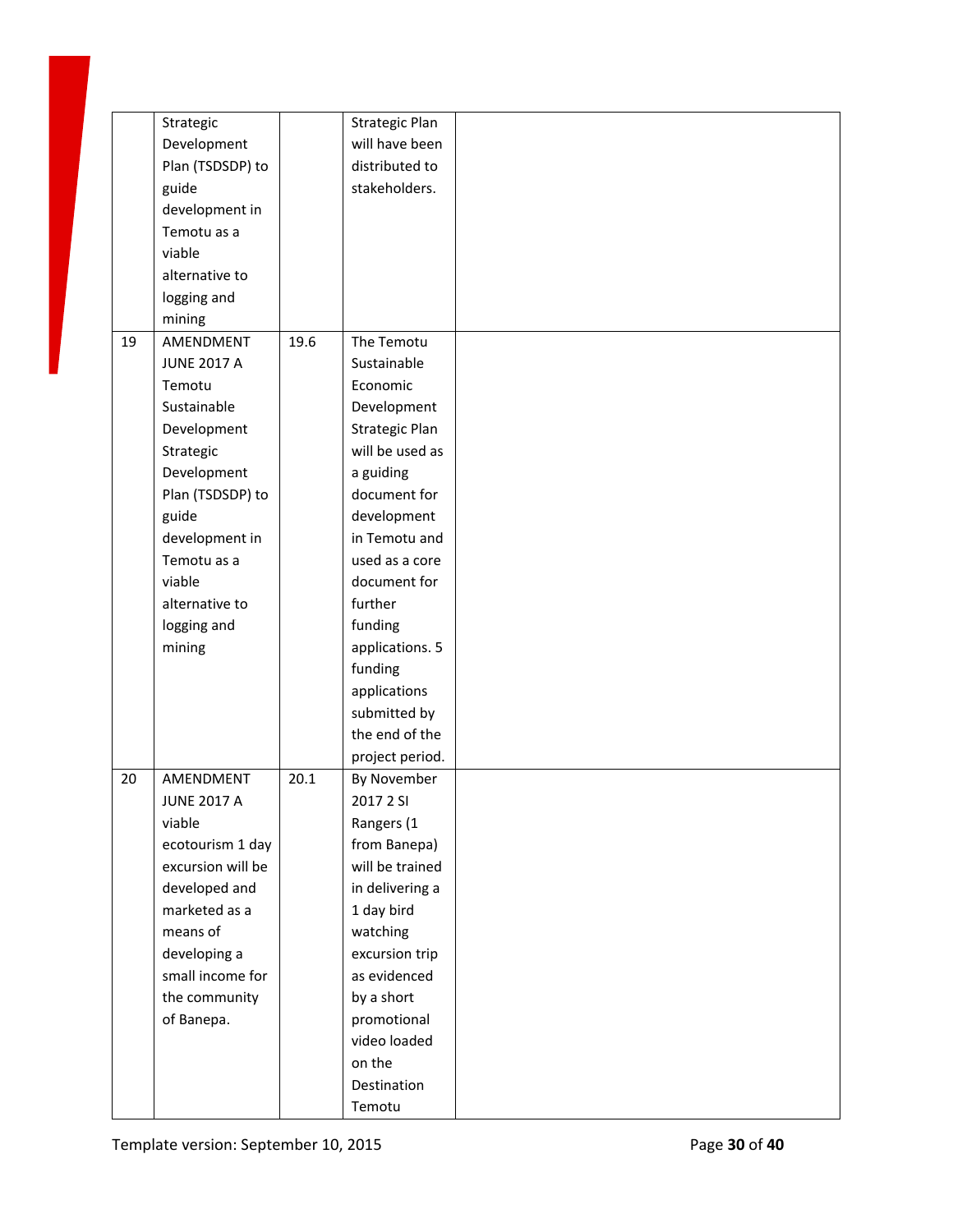| | | | | |
|---|---|---|---|---|
| | Strategic Development Plan (TSDSDP) to guide development in Temotu as a viable alternative to logging and mining | | Strategic Plan will have been distributed to stakeholders. | |
| 19 | AMENDMENT JUNE 2017 A Temotu Sustainable Development Strategic Development Plan (TSDSDP) to guide development in Temotu as a viable alternative to logging and mining | 19.6 | The Temotu Sustainable Economic Development Strategic Plan will be used as a guiding document for development in Temotu and used as a core document for further funding applications. 5 funding applications submitted by the end of the project period. | |
| 20 | AMENDMENT JUNE 2017 A viable ecotourism 1 day excursion will be developed and marketed as a means of developing a small income for the community of Banepa. | 20.1 | By November 2017 2 SI Rangers (1 from Banepa) will be trained in delivering a 1 day bird watching excursion trip as evidenced by a short promotional video loaded on the Destination Temotu | |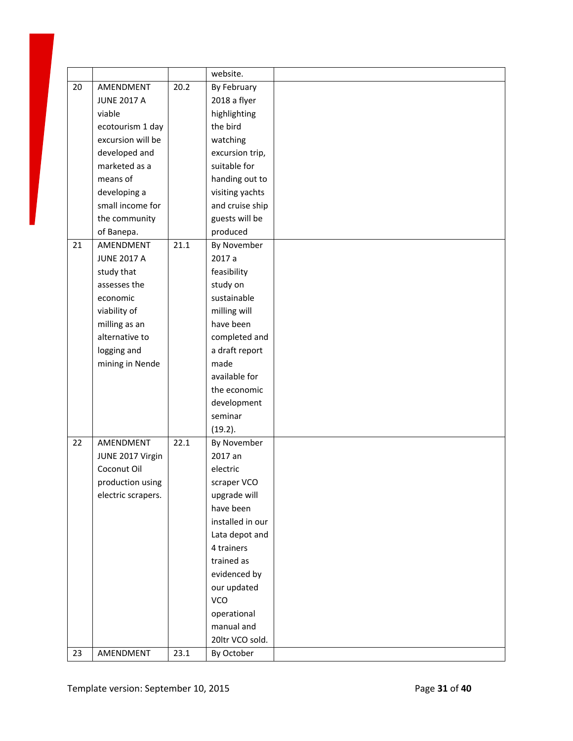| | | | | |
|---|---|---|---|---|
| | | | website. | |
| 20 | AMENDMENT JUNE 2017 A viable ecotourism 1 day excursion will be developed and marketed as a means of developing a small income for the community of Banepa. | 20.2 | By February 2018 a flyer highlighting the bird watching excursion trip, suitable for handing out to visiting yachts and cruise ship guests will be produced | |
| 21 | AMENDMENT JUNE 2017 A study that assesses the economic viability of milling as an alternative to logging and mining in Nende | 21.1 | By November 2017 a feasibility study on sustainable milling will have been completed and a draft report made available for the economic development seminar (19.2). | |
| 22 | AMENDMENT JUNE 2017 Virgin Coconut Oil production using electric scrapers. | 22.1 | By November 2017 an electric scraper VCO upgrade will have been installed in our Lata depot and 4 trainers trained as evidenced by our updated VCO operational manual and 20ltr VCO sold. | |
| 23 | AMENDMENT | 23.1 | By October | |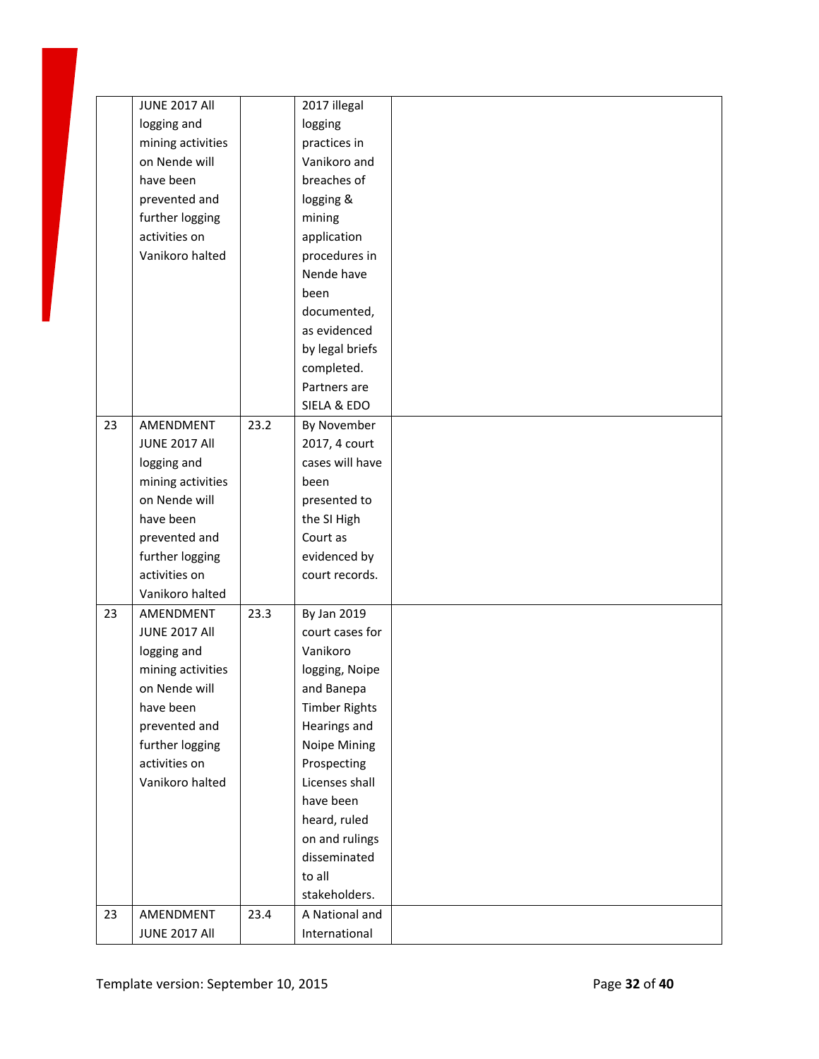| | | | | |
|---|---|---|---|---|
| | JUNE 2017 All logging and mining activities on Nende will have been prevented and further logging activities on Vanikoro halted | | 2017 illegal logging practices in Vanikoro and breaches of logging & mining application procedures in Nende have been documented, as evidenced by legal briefs completed. Partners are SIELA & EDO | |
| 23 | AMENDMENT JUNE 2017 All logging and mining activities on Nende will have been prevented and further logging activities on Vanikoro halted | 23.2 | By November 2017, 4 court cases will have been presented to the SI High Court as evidenced by court records. | |
| 23 | AMENDMENT JUNE 2017 All logging and mining activities on Nende will have been prevented and further logging activities on Vanikoro halted | 23.3 | By Jan 2019 court cases for Vanikoro logging, Noipe and Banepa Timber Rights Hearings and Noipe Mining Prospecting Licenses shall have been heard, ruled on and rulings disseminated to all stakeholders. | |
| 23 | AMENDMENT JUNE 2017 All | 23.4 | A National and International | |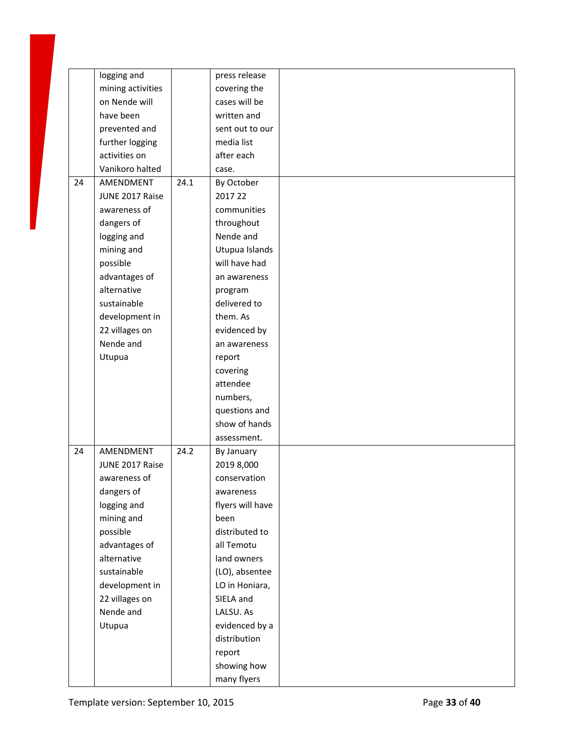|  |  |  |  |  |
|---|---|---|---|---|
|  | logging and mining activities on Nende will have been prevented and further logging activities on Vanikoro halted |  | press release covering the cases will be written and sent out to our media list after each case. |  |
| 24 | AMENDMENT JUNE 2017 Raise awareness of dangers of logging and mining and possible advantages of alternative sustainable development in 22 villages on Nende and Utupua | 24.1 | By October 2017 22 communities throughout Nende and Utupua Islands will have had an awareness program delivered to them. As evidenced by an awareness report covering attendee numbers, questions and show of hands assessment. |  |
| 24 | AMENDMENT JUNE 2017 Raise awareness of dangers of logging and mining and possible advantages of alternative sustainable development in 22 villages on Nende and Utupua | 24.2 | By January 2019 8,000 conservation awareness flyers will have been distributed to all Temotu land owners (LO), absentee LO in Honiara, SIELA and LALSU. As evidenced by a distribution report showing how many flyers |  |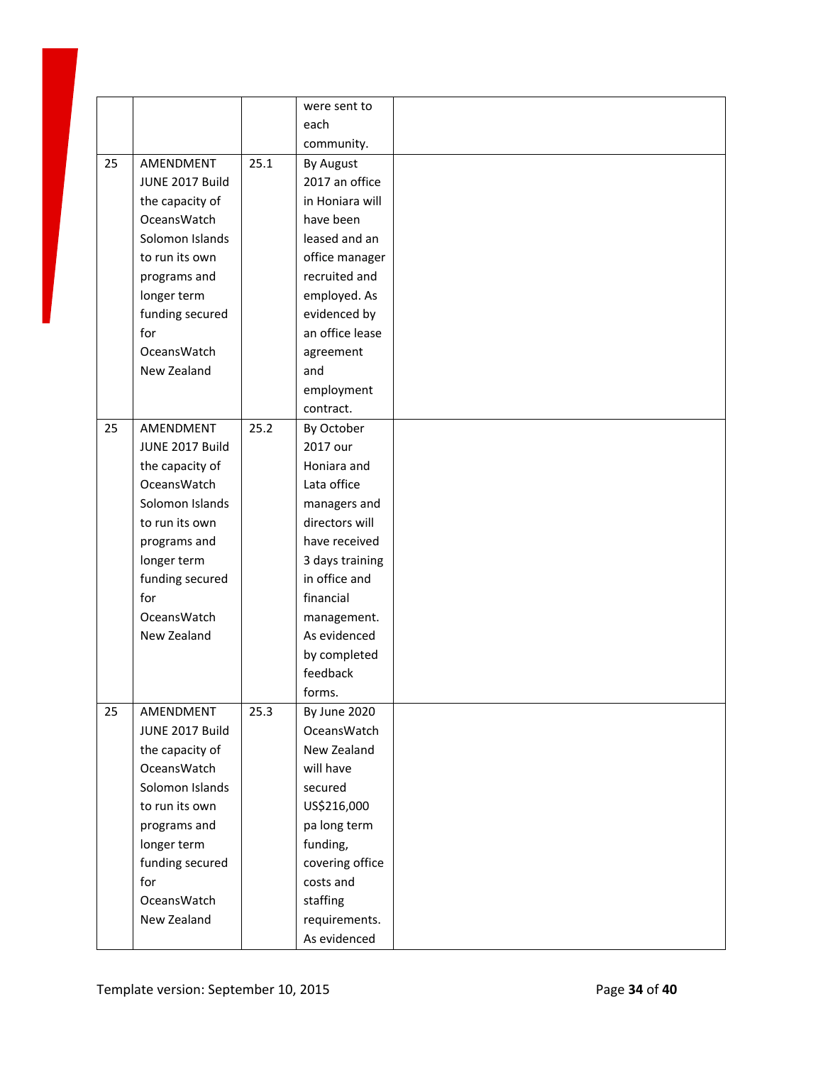| | | | | |
|---|---|---|---|---|
| | | | were sent to each community. | |
| 25 | AMENDMENT JUNE 2017 Build the capacity of OceansWatch Solomon Islands to run its own programs and longer term funding secured for OceansWatch New Zealand | 25.1 | By August 2017 an office in Honiara will have been leased and an office manager recruited and employed. As evidenced by an office lease agreement and employment contract. | |
| 25 | AMENDMENT JUNE 2017 Build the capacity of OceansWatch Solomon Islands to run its own programs and longer term funding secured for OceansWatch New Zealand | 25.2 | By October 2017 our Honiara and Lata office managers and directors will have received 3 days training in office and financial management. As evidenced by completed feedback forms. | |
| 25 | AMENDMENT JUNE 2017 Build the capacity of OceansWatch Solomon Islands to run its own programs and longer term funding secured for OceansWatch New Zealand | 25.3 | By June 2020 OceansWatch New Zealand will have secured US$216,000 pa long term funding, covering office costs and staffing requirements. As evidenced | |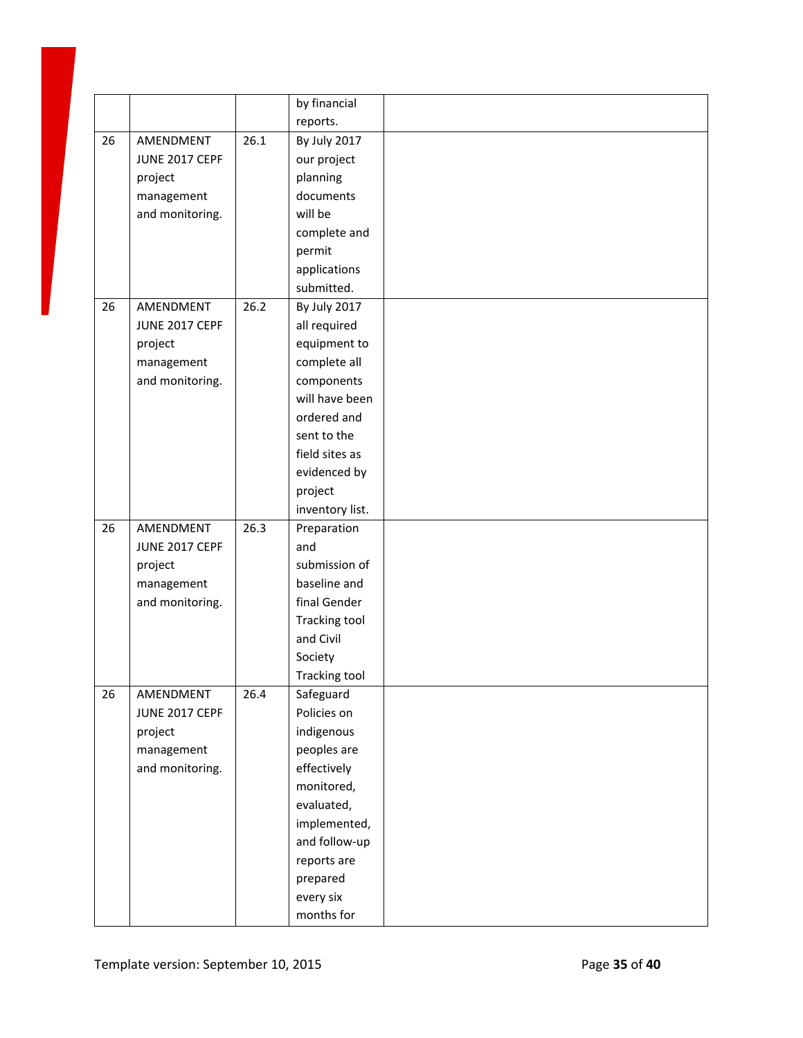| | | | | |
|---|---|---|---|---|
| | | | by financial reports. | |
| 26 | AMENDMENT JUNE 2017 CEPF project management and monitoring. | 26.1 | By July 2017 our project planning documents will be complete and permit applications submitted. | |
| 26 | AMENDMENT JUNE 2017 CEPF project management and monitoring. | 26.2 | By July 2017 all required equipment to complete all components will have been ordered and sent to the field sites as evidenced by project inventory list. | |
| 26 | AMENDMENT JUNE 2017 CEPF project management and monitoring. | 26.3 | Preparation and submission of baseline and final Gender Tracking tool and Civil Society Tracking tool | |
| 26 | AMENDMENT JUNE 2017 CEPF project management and monitoring. | 26.4 | Safeguard Policies on indigenous peoples are effectively monitored, evaluated, implemented, and follow-up reports are prepared every six months for | |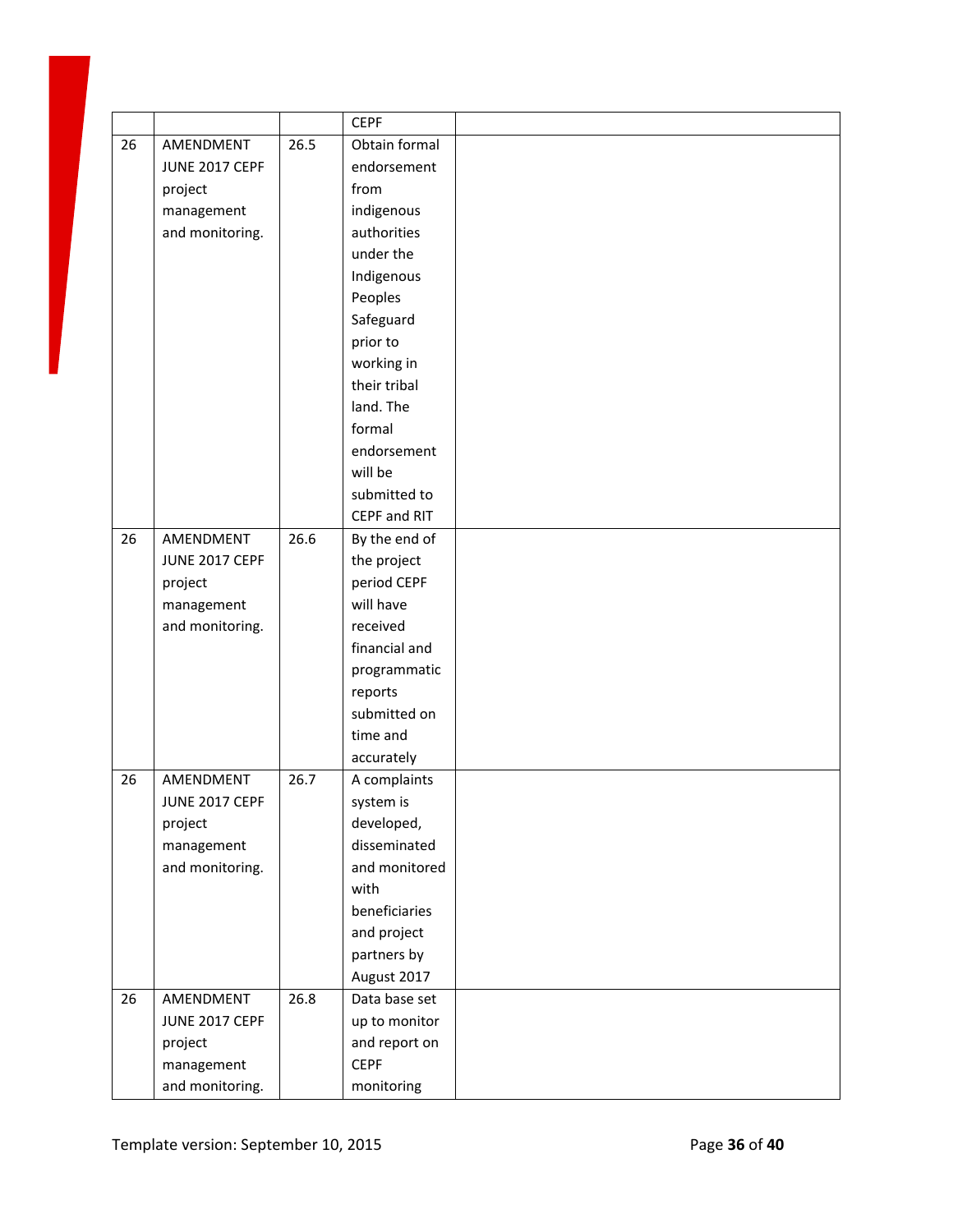| | | | | |
|---|---|---|---|---|
| | | | CEPF | |
| 26 | AMENDMENT JUNE 2017 CEPF project management and monitoring. | 26.5 | Obtain formal endorsement from indigenous authorities under the Indigenous Peoples Safeguard prior to working in their tribal land. The formal endorsement will be submitted to CEPF and RIT | |
| 26 | AMENDMENT JUNE 2017 CEPF project management and monitoring. | 26.6 | By the end of the project period CEPF will have received financial and programmatic reports submitted on time and accurately | |
| 26 | AMENDMENT JUNE 2017 CEPF project management and monitoring. | 26.7 | A complaints system is developed, disseminated and monitored with beneficiaries and project partners by August 2017 | |
| 26 | AMENDMENT JUNE 2017 CEPF project management and monitoring. | 26.8 | Data base set up to monitor and report on CEPF monitoring | |

Template version: September 10, 2015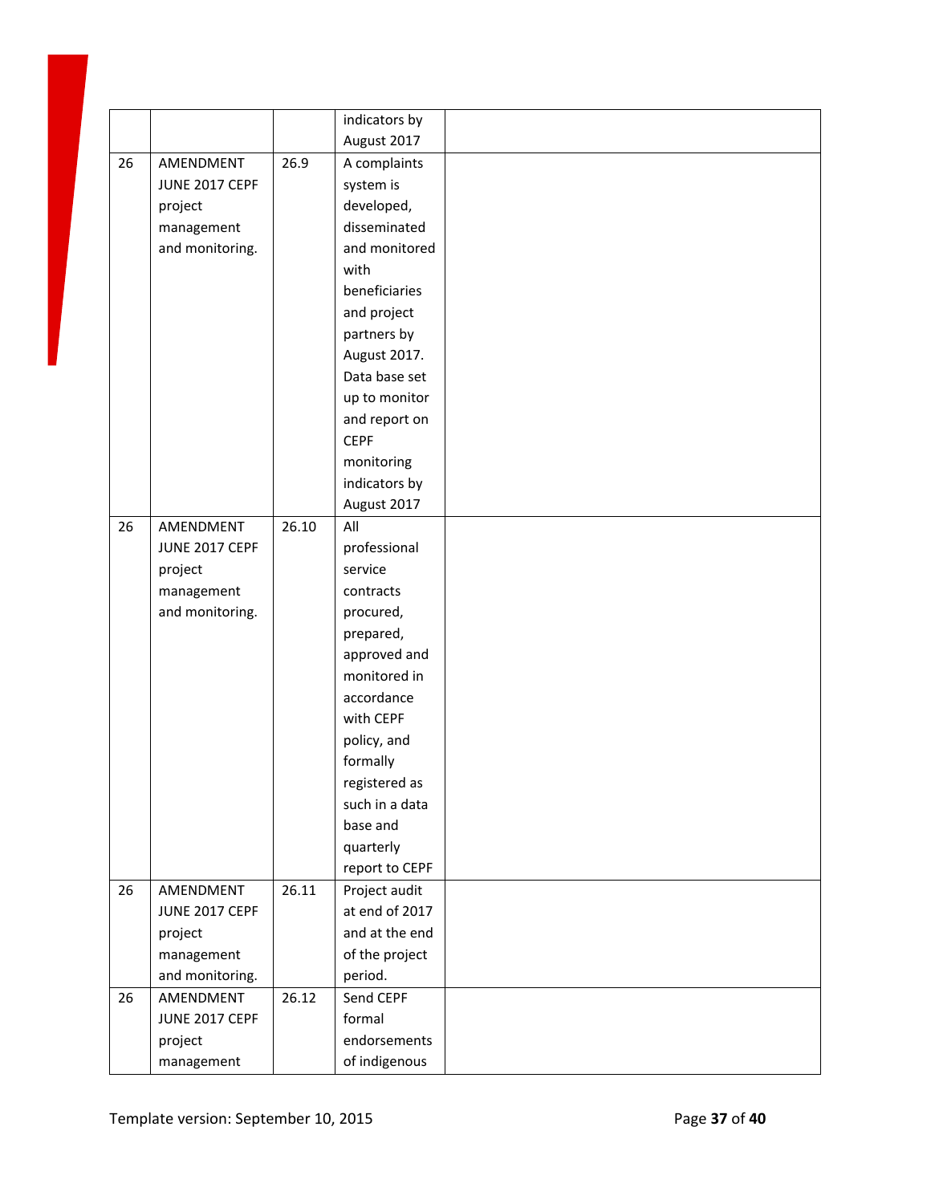| | | | | |
|---|---|---|---|---|
| | | | indicators by August 2017 | |
| 26 | AMENDMENT JUNE 2017 CEPF project management and monitoring. | 26.9 | A complaints system is developed, disseminated and monitored with beneficiaries and project partners by August 2017. Data base set up to monitor and report on CEPF monitoring indicators by August 2017 | |
| 26 | AMENDMENT JUNE 2017 CEPF project management and monitoring. | 26.10 | All professional service contracts procured, prepared, approved and monitored in accordance with CEPF policy, and formally registered as such in a data base and quarterly report to CEPF | |
| 26 | AMENDMENT JUNE 2017 CEPF project management and monitoring. | 26.11 | Project audit at end of 2017 and at the end of the project period. | |
| 26 | AMENDMENT JUNE 2017 CEPF project management | 26.12 | Send CEPF formal endorsements of indigenous | |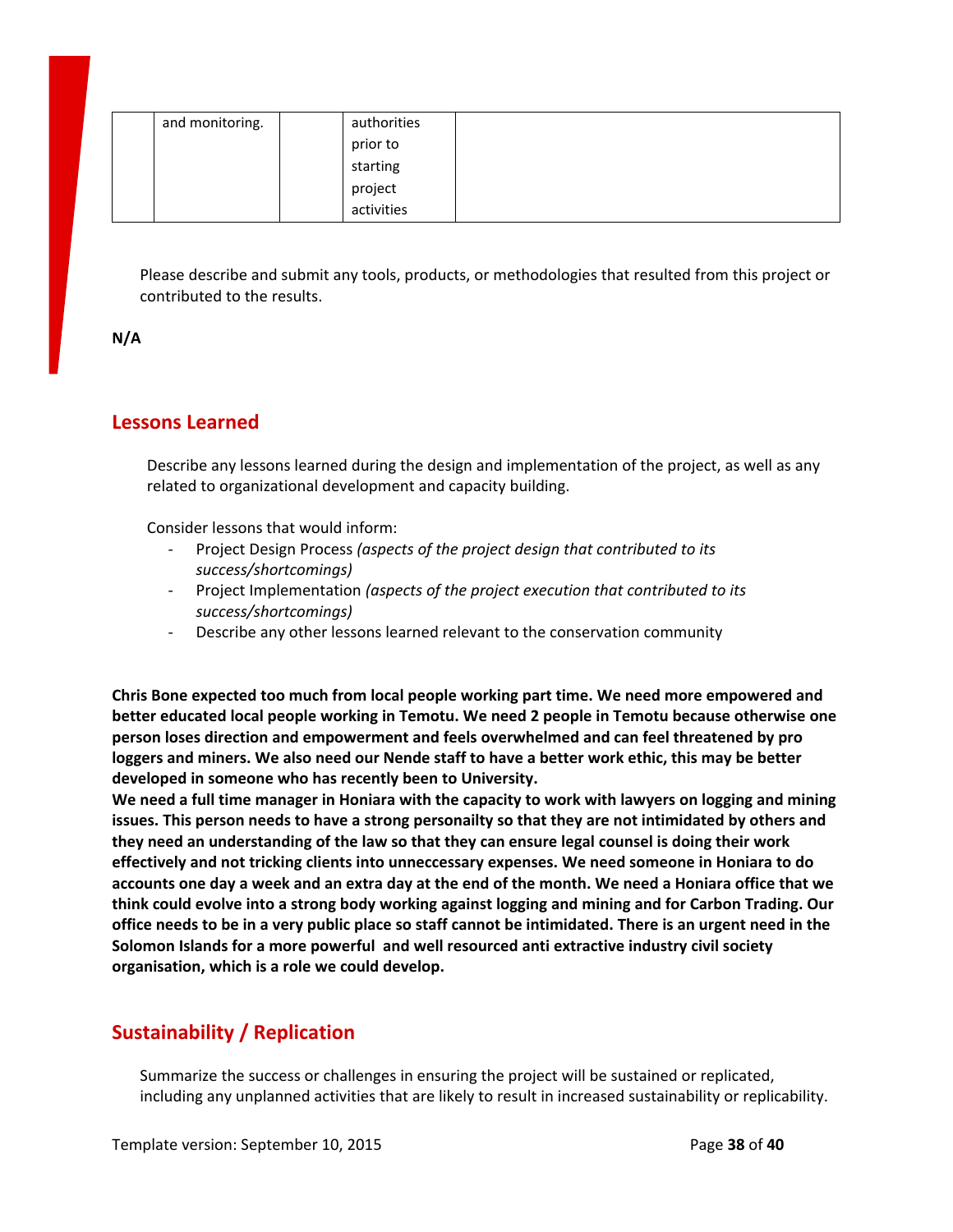| | and monitoring. | | authorities prior to starting project activities | |
|---|---|---|---|---|

Please describe and submit any tools, products, or methodologies that resulted from this project or contributed to the results.

**N/A**

## Lessons Learned

Describe any lessons learned during the design and implementation of the project, as well as any related to organizational development and capacity building.

Consider lessons that would inform:

- Project Design Process *(aspects of the project design that contributed to its success/shortcomings)*
- Project Implementation *(aspects of the project execution that contributed to its success/shortcomings)*
- Describe any other lessons learned relevant to the conservation community

**Chris Bone expected too much from local people working part time. We need more empowered and better educated local people working in Temotu. We need 2 people in Temotu because otherwise one person loses direction and empowerment and feels overwhelmed and can feel threatened by pro loggers and miners. We also need our Nende staff to have a better work ethic, this may be better developed in someone who has recently been to University.**

**We need a full time manager in Honiara with the capacity to work with lawyers on logging and mining issues. This person needs to have a strong personailty so that they are not intimidated by others and they need an understanding of the law so that they can ensure legal counsel is doing their work effectively and not tricking clients into unneccessary expenses. We need someone in Honiara to do accounts one day a week and an extra day at the end of the month. We need a Honiara office that we think could evolve into a strong body working against logging and mining and for Carbon Trading. Our office needs to be in a very public place so staff cannot be intimidated. There is an urgent need in the Solomon Islands for a more powerful and well resourced anti extractive industry civil society organisation, which is a role we could develop.**

## Sustainability / Replication

Summarize the success or challenges in ensuring the project will be sustained or replicated, including any unplanned activities that are likely to result in increased sustainability or replicability.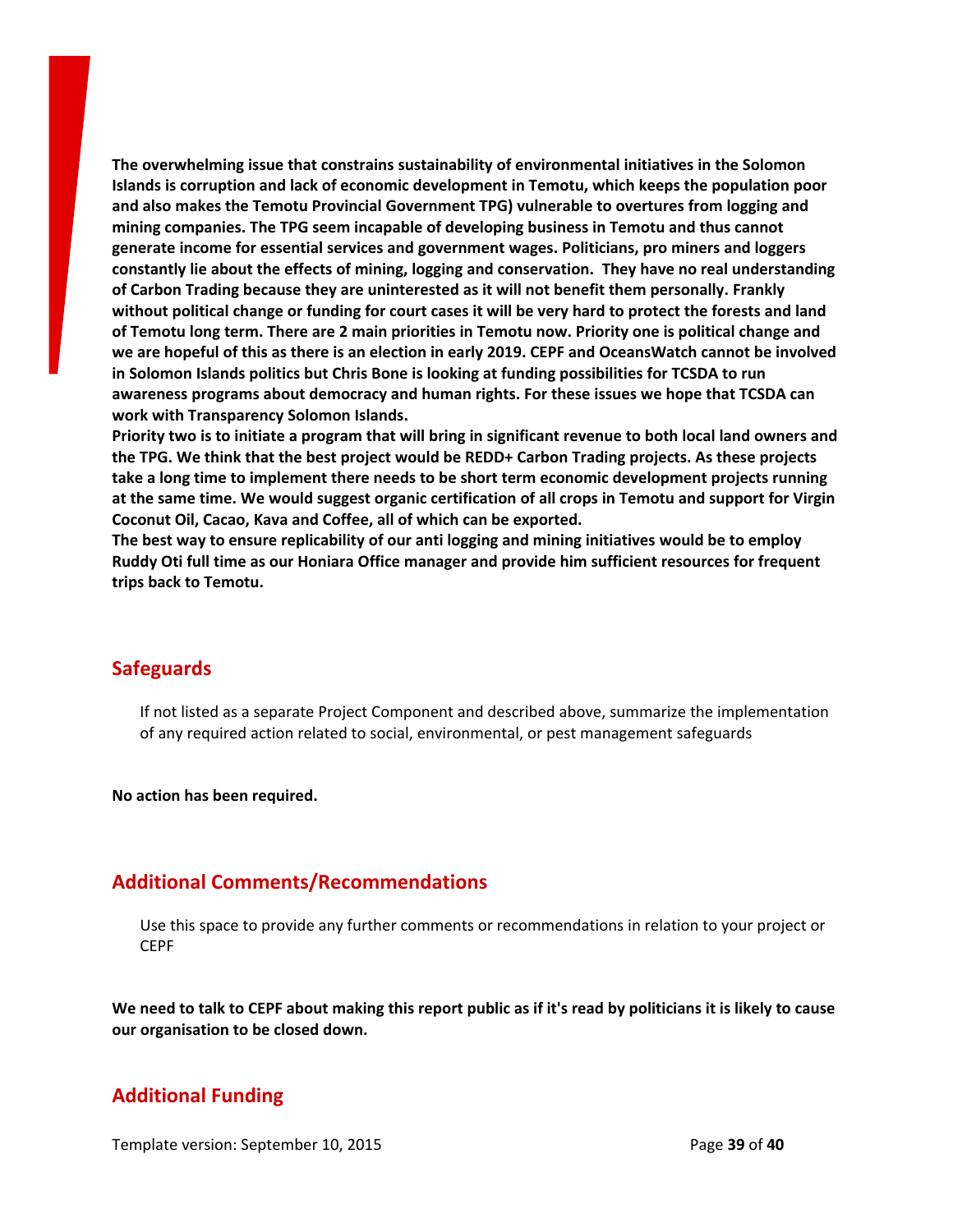**The overwhelming issue that constrains sustainability of environmental initiatives in the Solomon Islands is corruption and lack of economic development in Temotu, which keeps the population poor and also makes the Temotu Provincial Government TPG) vulnerable to overtures from logging and mining companies. The TPG seem incapable of developing business in Temotu and thus cannot generate income for essential services and government wages. Politicians, pro miners and loggers constantly lie about the effects of mining, logging and conservation. They have no real understanding of Carbon Trading because they are uninterested as it will not benefit them personally. Frankly without political change or funding for court cases it will be very hard to protect the forests and land of Temotu long term. There are 2 main priorities in Temotu now. Priority one is political change and we are hopeful of this as there is an election in early 2019. CEPF and OceansWatch cannot be involved in Solomon Islands politics but Chris Bone is looking at funding possibilities for TCSDA to run awareness programs about democracy and human rights. For these issues we hope that TCSDA can work with Transparency Solomon Islands.**
**Priority two is to initiate a program that will bring in significant revenue to both local land owners and the TPG. We think that the best project would be REDD+ Carbon Trading projects. As these projects take a long time to implement there needs to be short term economic development projects running at the same time. We would suggest organic certification of all crops in Temotu and support for Virgin Coconut Oil, Cacao, Kava and Coffee, all of which can be exported.**
**The best way to ensure replicability of our anti logging and mining initiatives would be to employ Ruddy Oti full time as our Honiara Office manager and provide him sufficient resources for frequent trips back to Temotu.**

## Safeguards

If not listed as a separate Project Component and described above, summarize the implementation of any required action related to social, environmental, or pest management safeguards

**No action has been required.**

## Additional Comments/Recommendations

Use this space to provide any further comments or recommendations in relation to your project or CEPF

**We need to talk to CEPF about making this report public as if it's read by politicians it is likely to cause our organisation to be closed down.**

## Additional Funding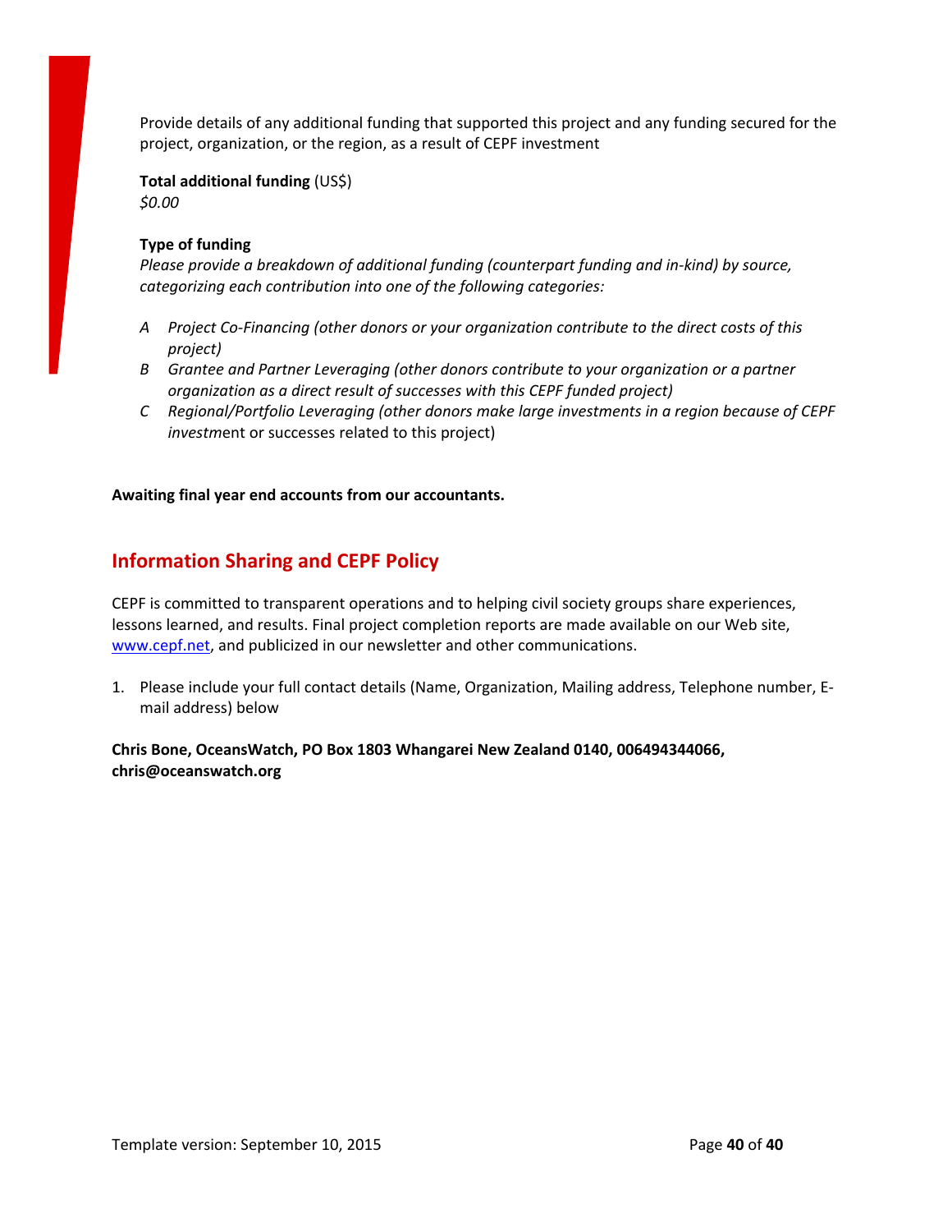Provide details of any additional funding that supported this project and any funding secured for the project, organization, or the region, as a result of CEPF investment

**Total additional funding** (US$)
*$0.00*

**Type of funding**
*Please provide a breakdown of additional funding (counterpart funding and in-kind) by source, categorizing each contribution into one of the following categories:*

*A Project Co-Financing (other donors or your organization contribute to the direct costs of this project)*
*B Grantee and Partner Leveraging (other donors contribute to your organization or a partner organization as a direct result of successes with this CEPF funded project)*
*C Regional/Portfolio Leveraging (other donors make large investments in a region because of CEPF investm*ent or successes related to this project)

**Awaiting final year end accounts from our accountants.**

## Information Sharing and CEPF Policy

CEPF is committed to transparent operations and to helping civil society groups share experiences, lessons learned, and results. Final project completion reports are made available on our Web site, www.cepf.net, and publicized in our newsletter and other communications.

1. Please include your full contact details (Name, Organization, Mailing address, Telephone number, E-mail address) below

**Chris Bone, OceansWatch, PO Box 1803 Whangarei New Zealand 0140, 006494344066, chris@oceanswatch.org**